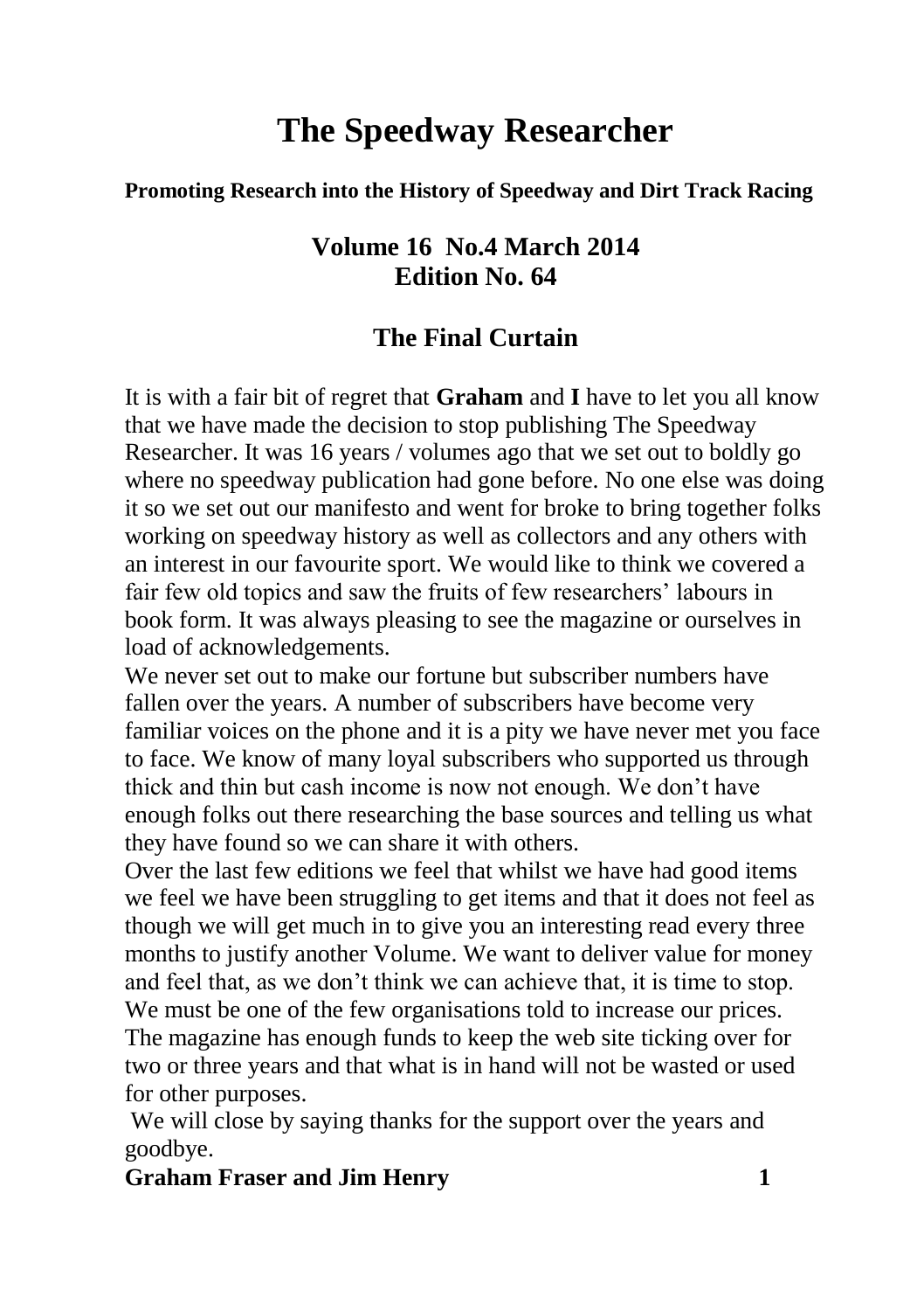# The Speedway Researcher

**Promoting Research into the History of Speedway and Dirt Track Racing**

## Volume 16 No.4 March 2014
## Edition No. 64

## The Final Curtain

It is with a fair bit of regret that **Graham** and **I** have to let you all know that we have made the decision to stop publishing The Speedway Researcher. It was 16 years / volumes ago that we set out to boldly go where no speedway publication had gone before. No one else was doing it so we set out our manifesto and went for broke to bring together folks working on speedway history as well as collectors and any others with an interest in our favourite sport. We would like to think we covered a fair few old topics and saw the fruits of few researchers' labours in book form. It was always pleasing to see the magazine or ourselves in load of acknowledgements.

We never set out to make our fortune but subscriber numbers have fallen over the years. A number of subscribers have become very familiar voices on the phone and it is a pity we have never met you face to face. We know of many loyal subscribers who supported us through thick and thin but cash income is now not enough. We don't have enough folks out there researching the base sources and telling us what they have found so we can share it with others.

Over the last few editions we feel that whilst we have had good items we feel we have been struggling to get items and that it does not feel as though we will get much in to give you an interesting read every three months to justify another Volume. We want to deliver value for money and feel that, as we don't think we can achieve that, it is time to stop. We must be one of the few organisations told to increase our prices. The magazine has enough funds to keep the web site ticking over for two or three years and that what is in hand will not be wasted or used for other purposes.

We will close by saying thanks for the support over the years and goodbye.

**Graham Fraser and Jim Henry**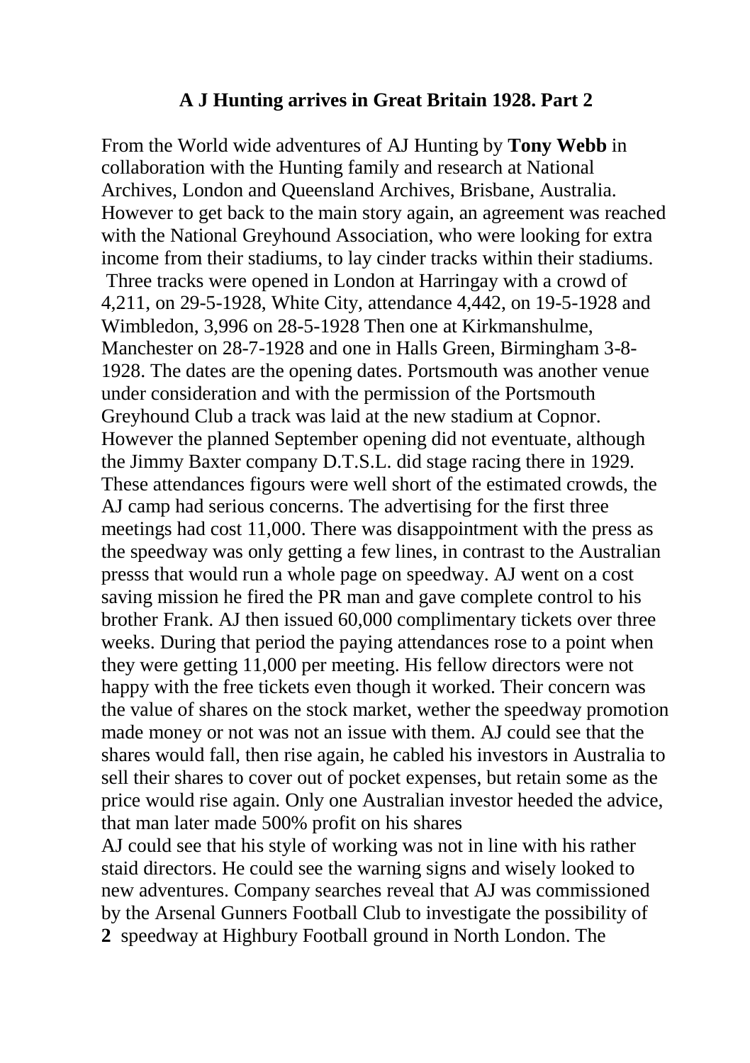# A J Hunting arrives in Great Britain 1928. Part 2

From the World wide adventures of AJ Hunting by **Tony Webb** in collaboration with the Hunting family and research at National Archives, London and Queensland Archives, Brisbane, Australia.

However to get back to the main story again, an agreement was reached with the National Greyhound Association, who were looking for extra income from their stadiums, to lay cinder tracks within their stadiums. Three tracks were opened in London at Harringay with a crowd of 4,211, on 29-5-1928, White City, attendance 4,442, on 19-5-1928 and Wimbledon, 3,996 on 28-5-1928 Then one at Kirkmanshulme, Manchester on 28-7-1928 and one in Halls Green, Birmingham 3-8-1928. The dates are the opening dates. Portsmouth was another venue under consideration and with the permission of the Portsmouth Greyhound Club a track was laid at the new stadium at Copnor. However the planned September opening did not eventuate, although the Jimmy Baxter company D.T.S.L. did stage racing there in 1929. These attendances figours were well short of the estimated crowds, the AJ camp had serious concerns. The advertising for the first three meetings had cost 11,000. There was disappointment with the press as the speedway was only getting a few lines, in contrast to the Australian presss that would run a whole page on speedway. AJ went on a cost saving mission he fired the PR man and gave complete control to his brother Frank. AJ then issued 60,000 complimentary tickets over three weeks. During that period the paying attendances rose to a point when they were getting 11,000 per meeting. His fellow directors were not happy with the free tickets even though it worked. Their concern was the value of shares on the stock market, wether the speedway promotion made money or not was not an issue with them. AJ could see that the shares would fall, then rise again, he cabled his investors in Australia to sell their shares to cover out of pocket expenses, but retain some as the price would rise again. Only one Australian investor heeded the advice, that man later made 500% profit on his shares

AJ could see that his style of working was not in line with his rather staid directors. He could see the warning signs and wisely looked to new adventures. Company searches reveal that AJ was commissioned by the Arsenal Gunners Football Club to investigate the possibility of speedway at Highbury Football ground in North London. The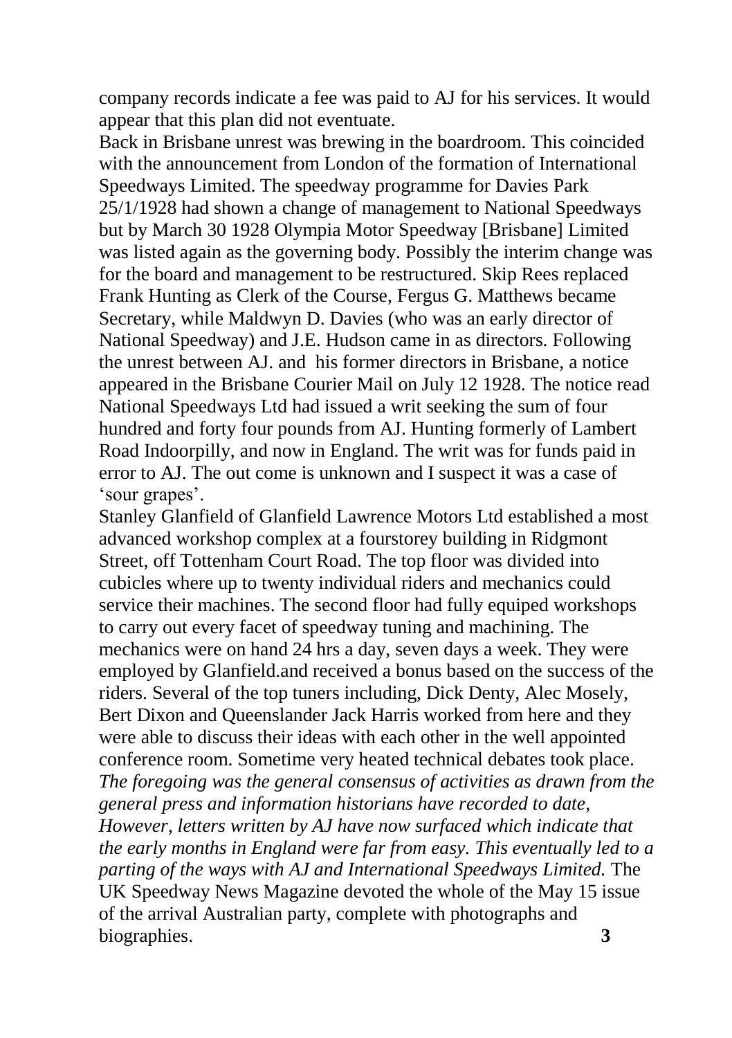company records indicate a fee was paid to AJ for his services. It would appear that this plan did not eventuate.

Back in Brisbane unrest was brewing in the boardroom. This coincided with the announcement from London of the formation of International Speedways Limited. The speedway programme for Davies Park 25/1/1928 had shown a change of management to National Speedways but by March 30 1928 Olympia Motor Speedway [Brisbane] Limited was listed again as the governing body. Possibly the interim change was for the board and management to be restructured. Skip Rees replaced Frank Hunting as Clerk of the Course, Fergus G. Matthews became Secretary, while Maldwyn D. Davies (who was an early director of National Speedway) and J.E. Hudson came in as directors. Following the unrest between AJ. and his former directors in Brisbane, a notice appeared in the Brisbane Courier Mail on July 12 1928. The notice read National Speedways Ltd had issued a writ seeking the sum of four hundred and forty four pounds from AJ. Hunting formerly of Lambert Road Indoorpilly, and now in England. The writ was for funds paid in error to AJ. The out come is unknown and I suspect it was a case of 'sour grapes'.

Stanley Glanfield of Glanfield Lawrence Motors Ltd established a most advanced workshop complex at a fourstorey building in Ridgmont Street, off Tottenham Court Road. The top floor was divided into cubicles where up to twenty individual riders and mechanics could service their machines. The second floor had fully equiped workshops to carry out every facet of speedway tuning and machining. The mechanics were on hand 24 hrs a day, seven days a week. They were employed by Glanfield.and received a bonus based on the success of the riders. Several of the top tuners including, Dick Denty, Alec Mosely, Bert Dixon and Queenslander Jack Harris worked from here and they were able to discuss their ideas with each other in the well appointed conference room. Sometime very heated technical debates took place.

*The foregoing was the general consensus of activities as drawn from the general press and information historians have recorded to date, However, letters written by AJ have now surfaced which indicate that the early months in England were far from easy. This eventually led to a parting of the ways with AJ and International Speedways Limited.* The UK Speedway News Magazine devoted the whole of the May 15 issue of the arrival Australian party, complete with photographs and biographies.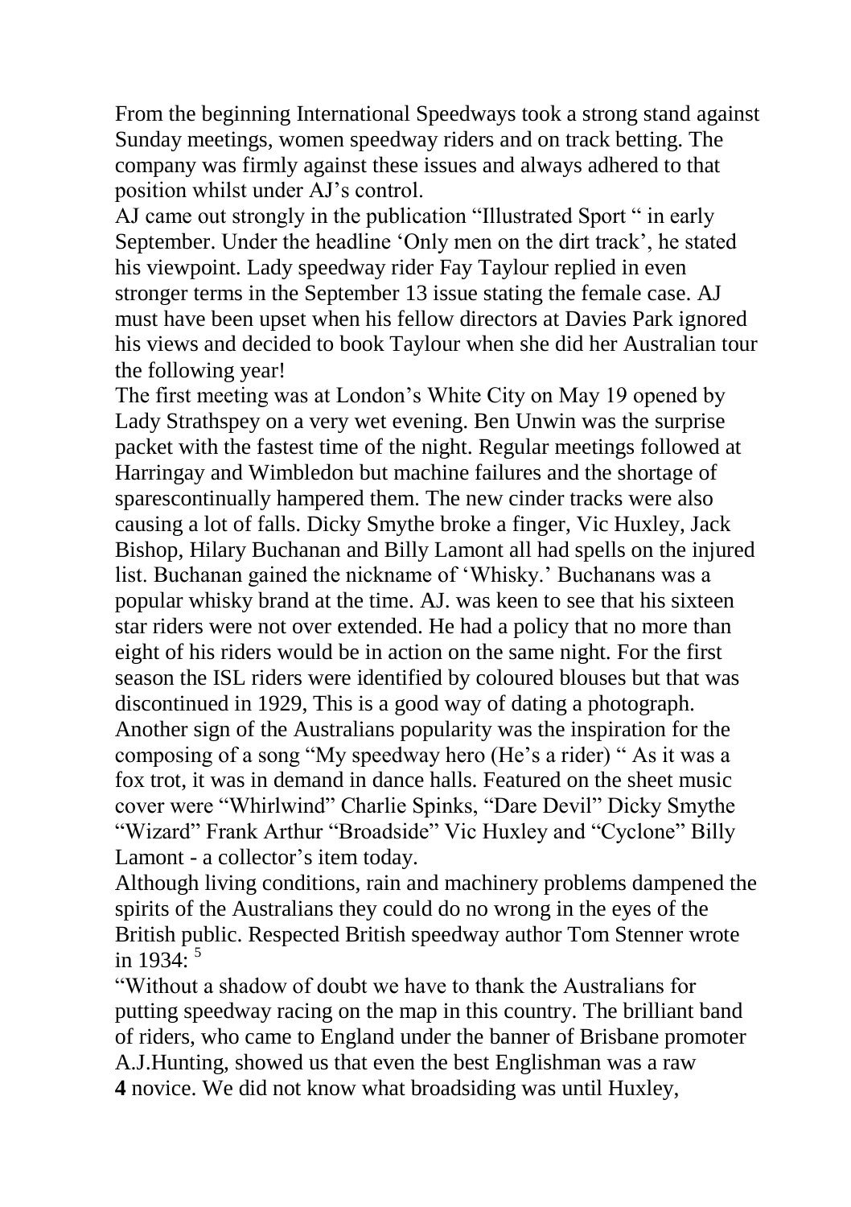From the beginning International Speedways took a strong stand against Sunday meetings, women speedway riders and on track betting. The company was firmly against these issues and always adhered to that position whilst under AJ's control.

AJ came out strongly in the publication "Illustrated Sport " in early September. Under the headline 'Only men on the dirt track', he stated his viewpoint. Lady speedway rider Fay Taylour replied in even stronger terms in the September 13 issue stating the female case. AJ must have been upset when his fellow directors at Davies Park ignored his views and decided to book Taylour when she did her Australian tour the following year!

The first meeting was at London's White City on May 19 opened by Lady Strathspey on a very wet evening. Ben Unwin was the surprise packet with the fastest time of the night. Regular meetings followed at Harringay and Wimbledon but machine failures and the shortage of sparescontinually hampered them. The new cinder tracks were also causing a lot of falls. Dicky Smythe broke a finger, Vic Huxley, Jack Bishop, Hilary Buchanan and Billy Lamont all had spells on the injured list. Buchanan gained the nickname of 'Whisky.' Buchanans was a popular whisky brand at the time. AJ. was keen to see that his sixteen star riders were not over extended. He had a policy that no more than eight of his riders would be in action on the same night. For the first season the ISL riders were identified by coloured blouses but that was discontinued in 1929, This is a good way of dating a photograph. Another sign of the Australians popularity was the inspiration for the composing of a song "My speedway hero (He's a rider) " As it was a fox trot, it was in demand in dance halls. Featured on the sheet music cover were "Whirlwind" Charlie Spinks, "Dare Devil" Dicky Smythe "Wizard" Frank Arthur "Broadside" Vic Huxley and "Cyclone" Billy Lamont - a collector's item today.

Although living conditions, rain and machinery problems dampened the spirits of the Australians they could do no wrong in the eyes of the British public. Respected British speedway author Tom Stenner wrote in 1934: [5]

"Without a shadow of doubt we have to thank the Australians for putting speedway racing on the map in this country. The brilliant band of riders, who came to England under the banner of Brisbane promoter A.J.Hunting, showed us that even the best Englishman was a raw novice. We did not know what broadsiding was until Huxley,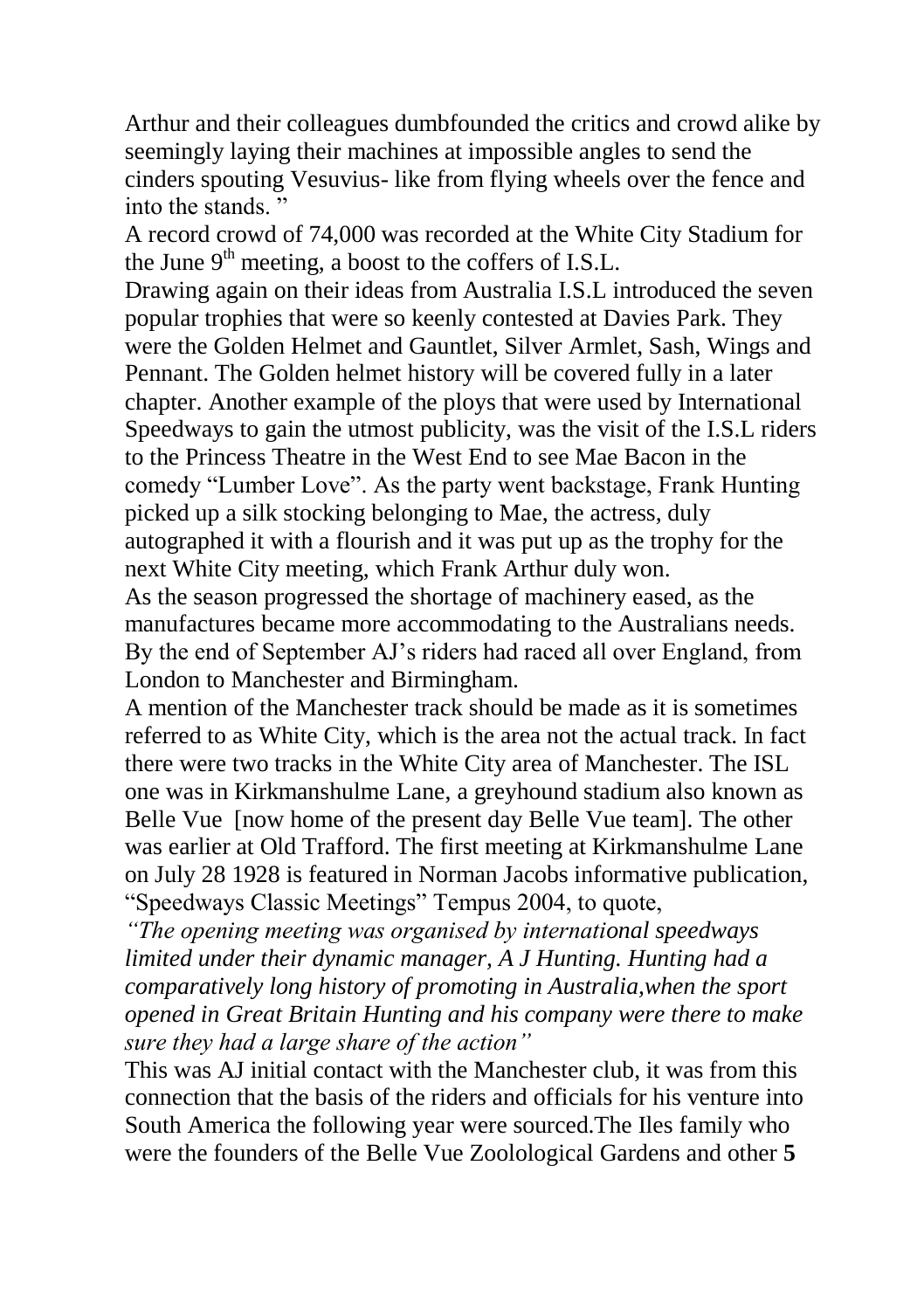Arthur and their colleagues dumbfounded the critics and crowd alike by seemingly laying their machines at impossible angles to send the cinders spouting Vesuvius- like from flying wheels over the fence and into the stands. "

A record crowd of 74,000 was recorded at the White City Stadium for the June 9th meeting, a boost to the coffers of I.S.L.

Drawing again on their ideas from Australia I.S.L introduced the seven popular trophies that were so keenly contested at Davies Park. They were the Golden Helmet and Gauntlet, Silver Armlet, Sash, Wings and Pennant. The Golden helmet history will be covered fully in a later chapter. Another example of the ploys that were used by International Speedways to gain the utmost publicity, was the visit of the I.S.L riders to the Princess Theatre in the West End to see Mae Bacon in the comedy "Lumber Love". As the party went backstage, Frank Hunting picked up a silk stocking belonging to Mae, the actress, duly autographed it with a flourish and it was put up as the trophy for the next White City meeting, which Frank Arthur duly won.

As the season progressed the shortage of machinery eased, as the manufactures became more accommodating to the Australians needs. By the end of September AJ's riders had raced all over England, from London to Manchester and Birmingham.

A mention of the Manchester track should be made as it is sometimes referred to as White City, which is the area not the actual track. In fact there were two tracks in the White City area of Manchester. The ISL one was in Kirkmanshulme Lane, a greyhound stadium also known as Belle Vue [now home of the present day Belle Vue team]. The other was earlier at Old Trafford. The first meeting at Kirkmanshulme Lane on July 28 1928 is featured in Norman Jacobs informative publication, "Speedways Classic Meetings" Tempus 2004, to quote,

*"The opening meeting was organised by international speedways limited under their dynamic manager, A J Hunting. Hunting had a comparatively long history of promoting in Australia,when the sport opened in Great Britain Hunting and his company were there to make sure they had a large share of the action"*

This was AJ initial contact with the Manchester club, it was from this connection that the basis of the riders and officials for his venture into South America the following year were sourced.The Iles family who were the founders of the Belle Vue Zoolological Gardens and other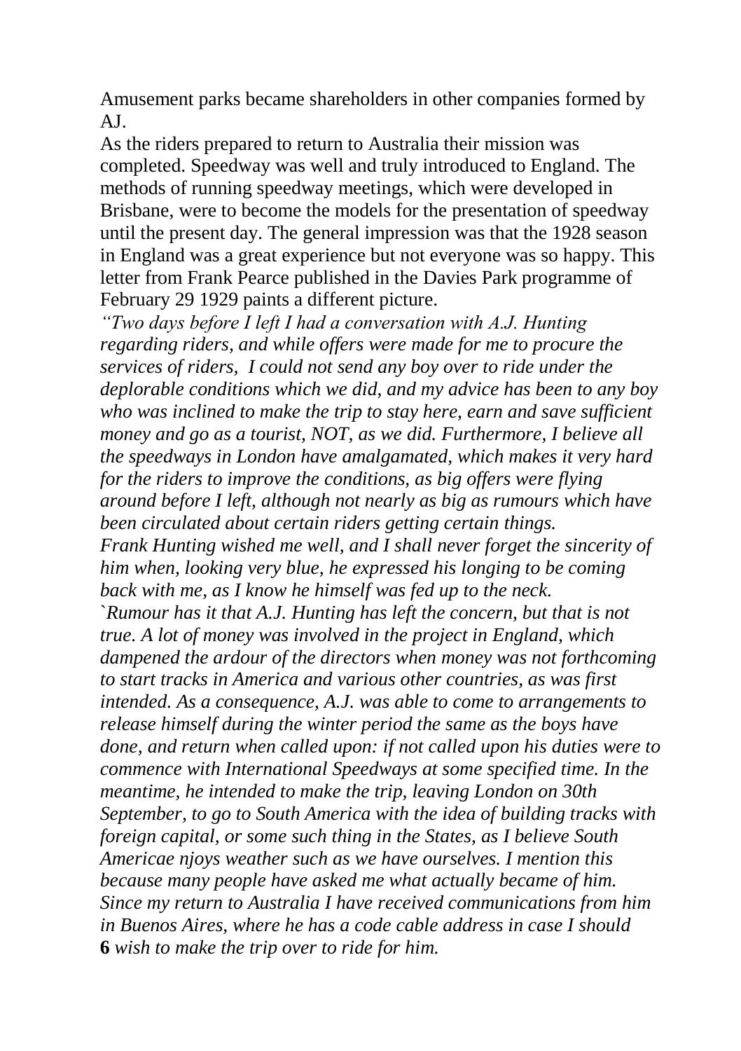Amusement parks became shareholders in other companies formed by AJ.

As the riders prepared to return to Australia their mission was completed. Speedway was well and truly introduced to England. The methods of running speedway meetings, which were developed in Brisbane, were to become the models for the presentation of speedway until the present day. The general impression was that the 1928 season in England was a great experience but not everyone was so happy. This letter from Frank Pearce published in the Davies Park programme of February 29 1929 paints a different picture.

*"Two days before I left I had a conversation with A.J. Hunting regarding riders, and while offers were made for me to procure the services of riders, I could not send any boy over to ride under the deplorable conditions which we did, and my advice has been to any boy who was inclined to make the trip to stay here, earn and save sufficient money and go as a tourist, NOT, as we did. Furthermore, I believe all the speedways in London have amalgamated, which makes it very hard for the riders to improve the conditions, as big offers were flying around before I left, although not nearly as big as rumours which have been circulated about certain riders getting certain things.*

*Frank Hunting wished me well, and I shall never forget the sincerity of him when, looking very blue, he expressed his longing to be coming back with me, as I know he himself was fed up to the neck.*

*`Rumour has it that A.J. Hunting has left the concern, but that is not true. A lot of money was involved in the project in England, which dampened the ardour of the directors when money was not forthcoming to start tracks in America and various other countries, as was first intended. As a consequence, A.J. was able to come to arrangements to release himself during the winter period the same as the boys have done, and return when called upon: if not called upon his duties were to commence with International Speedways at some specified time. In the meantime, he intended to make the trip, leaving London on 30th September, to go to South America with the idea of building tracks with foreign capital, or some such thing in the States, as I believe South Americae njoys weather such as we have ourselves. I mention this because many people have asked me what actually became of him. Since my return to Australia I have received communications from him in Buenos Aires, where he has a code cable address in case I should wish to make the trip over to ride for him.*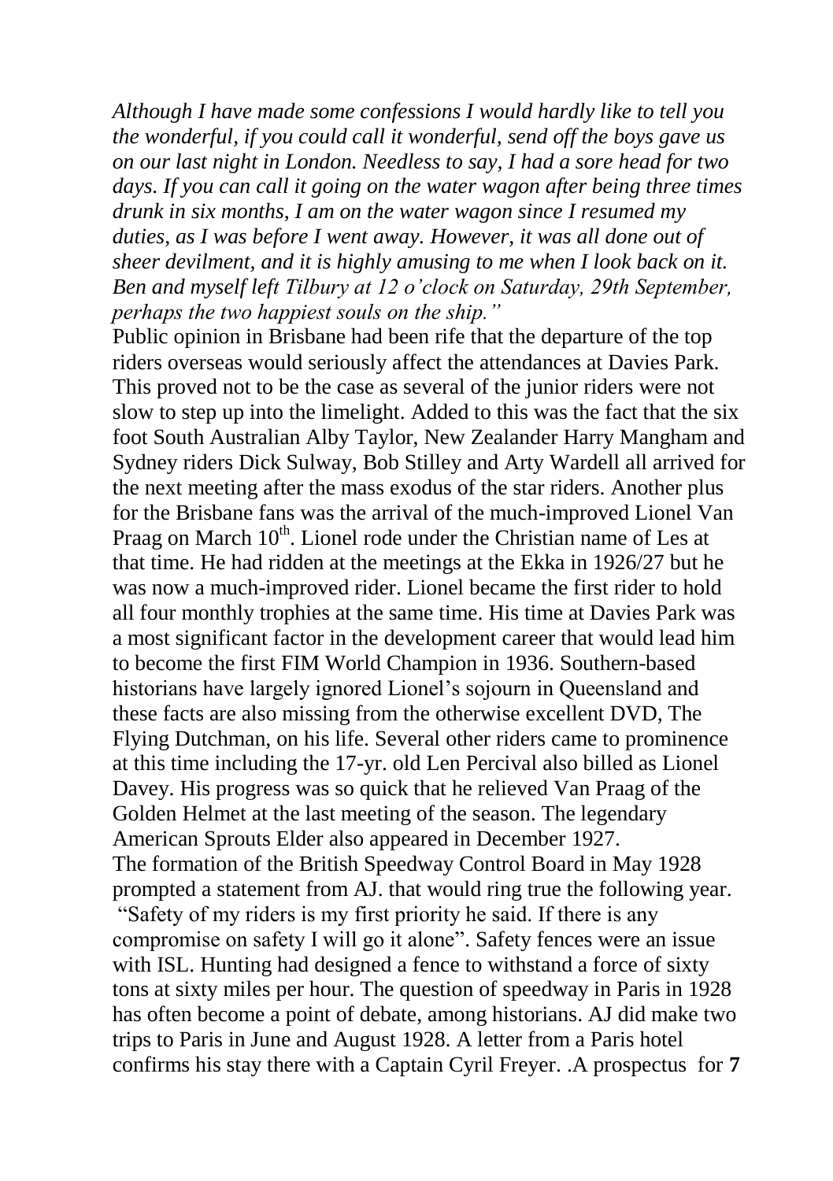*Although I have made some confessions I would hardly like to tell you the wonderful, if you could call it wonderful, send off the boys gave us on our last night in London. Needless to say, I had a sore head for two days. If you can call it going on the water wagon after being three times drunk in six months, I am on the water wagon since I resumed my duties, as I was before I went away. However, it was all done out of sheer devilment, and it is highly amusing to me when I look back on it. Ben and myself left Tilbury at 12 o'clock on Saturday, 29th September, perhaps the two happiest souls on the ship."*

Public opinion in Brisbane had been rife that the departure of the top riders overseas would seriously affect the attendances at Davies Park. This proved not to be the case as several of the junior riders were not slow to step up into the limelight. Added to this was the fact that the six foot South Australian Alby Taylor, New Zealander Harry Mangham and Sydney riders Dick Sulway, Bob Stilley and Arty Wardell all arrived for the next meeting after the mass exodus of the star riders. Another plus for the Brisbane fans was the arrival of the much-improved Lionel Van Praag on March 10th. Lionel rode under the Christian name of Les at that time. He had ridden at the meetings at the Ekka in 1926/27 but he was now a much-improved rider. Lionel became the first rider to hold all four monthly trophies at the same time. His time at Davies Park was a most significant factor in the development career that would lead him to become the first FIM World Champion in 1936. Southern-based historians have largely ignored Lionel's sojourn in Queensland and these facts are also missing from the otherwise excellent DVD, The Flying Dutchman, on his life. Several other riders came to prominence at this time including the 17-yr. old Len Percival also billed as Lionel Davey. His progress was so quick that he relieved Van Praag of the Golden Helmet at the last meeting of the season. The legendary American Sprouts Elder also appeared in December 1927.

The formation of the British Speedway Control Board in May 1928 prompted a statement from AJ. that would ring true the following year. "Safety of my riders is my first priority he said. If there is any compromise on safety I will go it alone". Safety fences were an issue with ISL. Hunting had designed a fence to withstand a force of sixty tons at sixty miles per hour. The question of speedway in Paris in 1928 has often become a point of debate, among historians. AJ did make two trips to Paris in June and August 1928. A letter from a Paris hotel confirms his stay there with a Captain Cyril Freyer. .A prospectus for **7**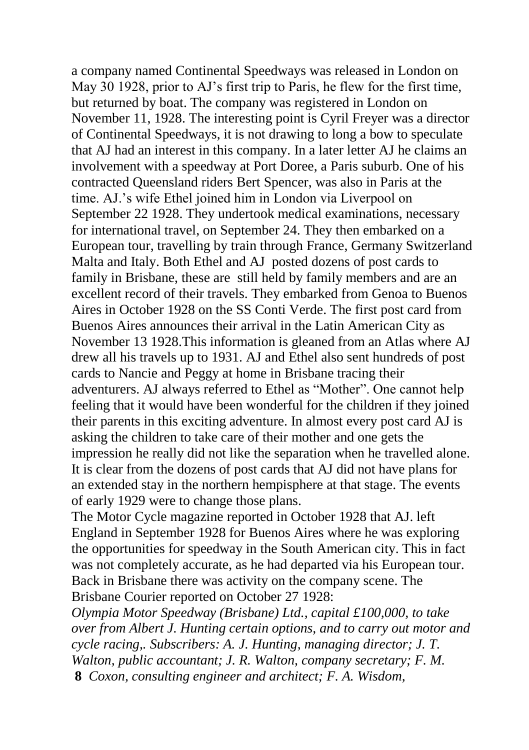a company named Continental Speedways was released in London on May 30 1928, prior to AJ's first trip to Paris, he flew for the first time, but returned by boat. The company was registered in London on November 11, 1928. The interesting point is Cyril Freyer was a director of Continental Speedways, it is not drawing to long a bow to speculate that AJ had an interest in this company. In a later letter AJ he claims an involvement with a speedway at Port Doree, a Paris suburb. One of his contracted Queensland riders Bert Spencer, was also in Paris at the time. AJ.'s wife Ethel joined him in London via Liverpool on September 22 1928. They undertook medical examinations, necessary for international travel, on September 24. They then embarked on a European tour, travelling by train through France, Germany Switzerland Malta and Italy. Both Ethel and AJ posted dozens of post cards to family in Brisbane, these are still held by family members and are an excellent record of their travels. They embarked from Genoa to Buenos Aires in October 1928 on the SS Conti Verde. The first post card from Buenos Aires announces their arrival in the Latin American City as November 13 1928.This information is gleaned from an Atlas where AJ drew all his travels up to 1931. AJ and Ethel also sent hundreds of post cards to Nancie and Peggy at home in Brisbane tracing their adventurers. AJ always referred to Ethel as "Mother". One cannot help feeling that it would have been wonderful for the children if they joined their parents in this exciting adventure. In almost every post card AJ is asking the children to take care of their mother and one gets the impression he really did not like the separation when he travelled alone. It is clear from the dozens of post cards that AJ did not have plans for an extended stay in the northern hempisphere at that stage. The events of early 1929 were to change those plans.

The Motor Cycle magazine reported in October 1928 that AJ. left England in September 1928 for Buenos Aires where he was exploring the opportunities for speedway in the South American city. This in fact was not completely accurate, as he had departed via his European tour. Back in Brisbane there was activity on the company scene. The Brisbane Courier reported on October 27 1928:

*Olympia Motor Speedway (Brisbane) Ltd., capital £100,000, to take over from Albert J. Hunting certain options, and to carry out motor and cycle racing,. Subscribers: A. J. Hunting, managing director; J. T. Walton, public accountant; J. R. Walton, company secretary; F. M. Coxon, consulting engineer and architect; F. A. Wisdom,*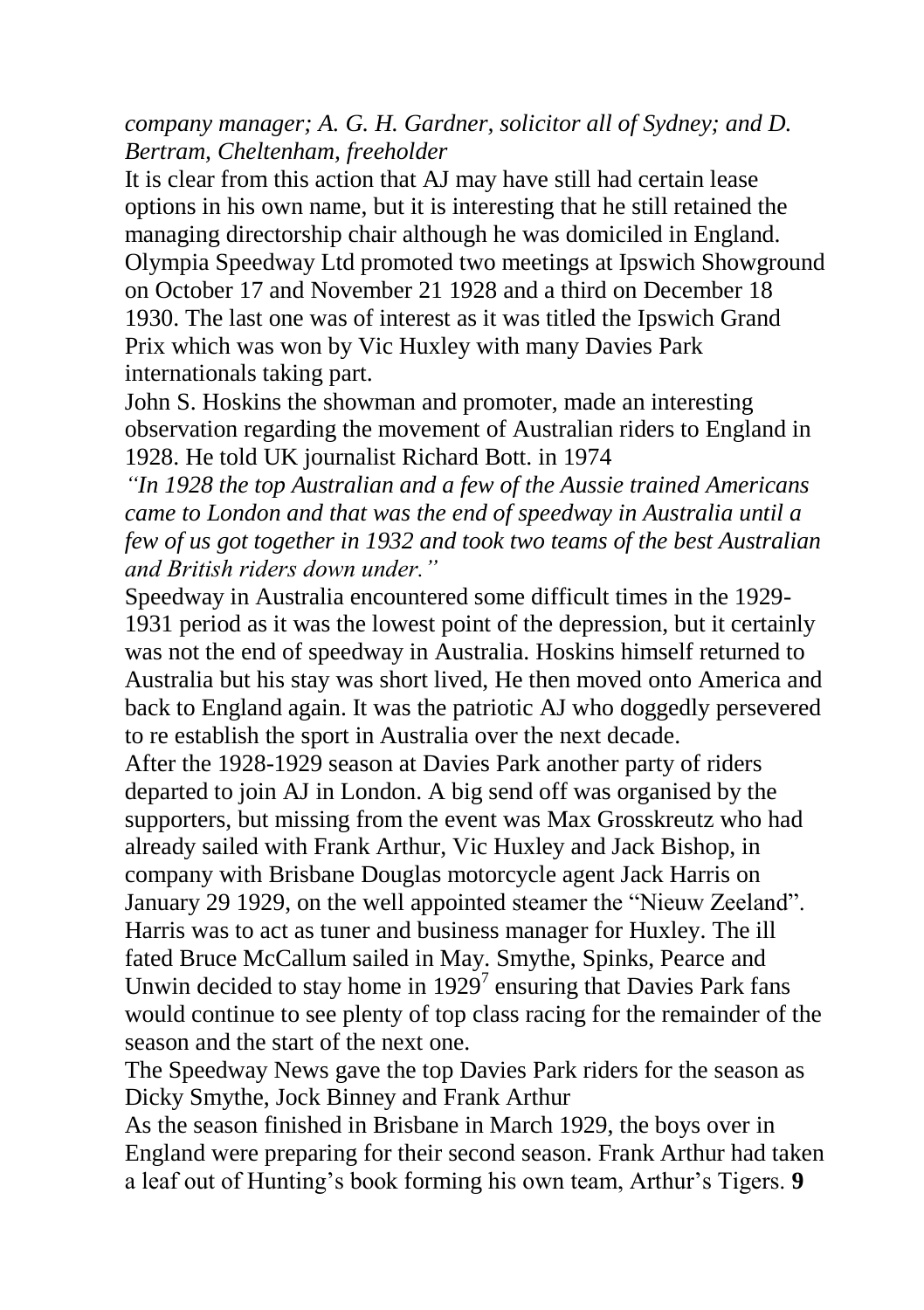*company manager; A. G. H. Gardner, solicitor all of Sydney; and D. Bertram, Cheltenham, freeholder*

It is clear from this action that AJ may have still had certain lease options in his own name, but it is interesting that he still retained the managing directorship chair although he was domiciled in England. Olympia Speedway Ltd promoted two meetings at Ipswich Showground on October 17 and November 21 1928 and a third on December 18 1930. The last one was of interest as it was titled the Ipswich Grand Prix which was won by Vic Huxley with many Davies Park internationals taking part.

John S. Hoskins the showman and promoter, made an interesting observation regarding the movement of Australian riders to England in 1928. He told UK journalist Richard Bott. in 1974

*"In 1928 the top Australian and a few of the Aussie trained Americans came to London and that was the end of speedway in Australia until a few of us got together in 1932 and took two teams of the best Australian and British riders down under."*

Speedway in Australia encountered some difficult times in the 1929-1931 period as it was the lowest point of the depression, but it certainly was not the end of speedway in Australia. Hoskins himself returned to Australia but his stay was short lived, He then moved onto America and back to England again. It was the patriotic AJ who doggedly persevered to re establish the sport in Australia over the next decade.

After the 1928-1929 season at Davies Park another party of riders departed to join AJ in London. A big send off was organised by the supporters, but missing from the event was Max Grosskreutz who had already sailed with Frank Arthur, Vic Huxley and Jack Bishop, in company with Brisbane Douglas motorcycle agent Jack Harris on January 29 1929, on the well appointed steamer the "Nieuw Zeeland". Harris was to act as tuner and business manager for Huxley. The ill fated Bruce McCallum sailed in May. Smythe, Spinks, Pearce and Unwin decided to stay home in 1929[7] ensuring that Davies Park fans would continue to see plenty of top class racing for the remainder of the season and the start of the next one.

The Speedway News gave the top Davies Park riders for the season as Dicky Smythe, Jock Binney and Frank Arthur

As the season finished in Brisbane in March 1929, the boys over in England were preparing for their second season. Frank Arthur had taken a leaf out of Hunting's book forming his own team, Arthur's Tigers.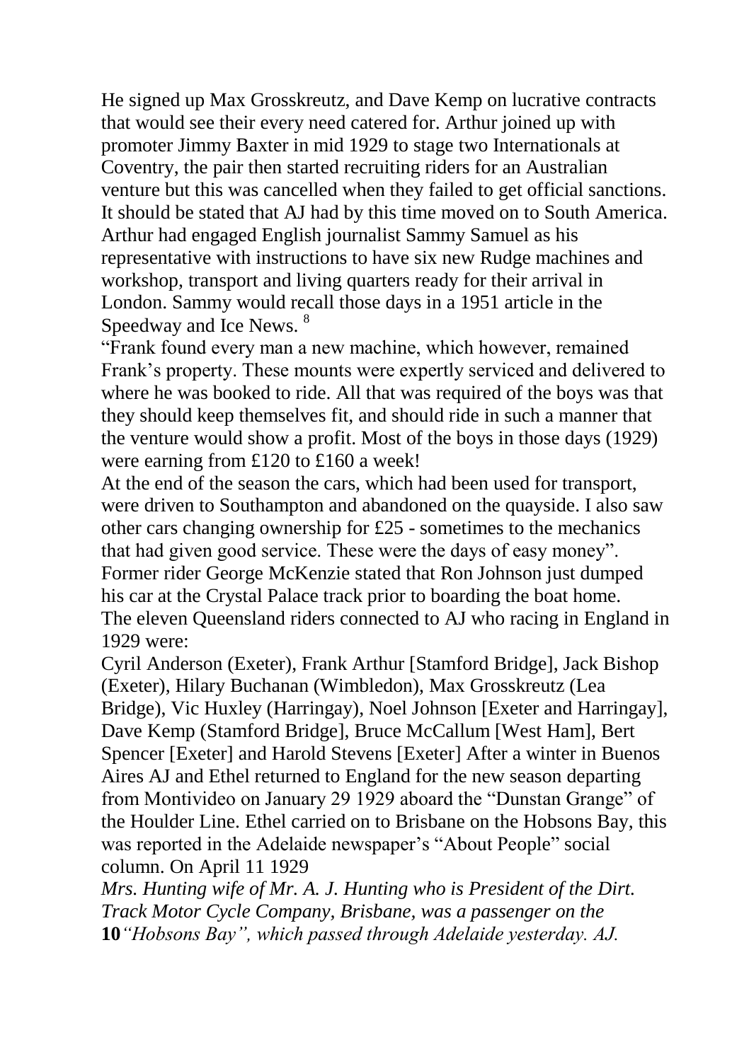He signed up Max Grosskreutz, and Dave Kemp on lucrative contracts that would see their every need catered for. Arthur joined up with promoter Jimmy Baxter in mid 1929 to stage two Internationals at Coventry, the pair then started recruiting riders for an Australian venture but this was cancelled when they failed to get official sanctions. It should be stated that AJ had by this time moved on to South America. Arthur had engaged English journalist Sammy Samuel as his representative with instructions to have six new Rudge machines and workshop, transport and living quarters ready for their arrival in London. Sammy would recall those days in a 1951 article in the Speedway and Ice News. [8]

"Frank found every man a new machine, which however, remained Frank's property. These mounts were expertly serviced and delivered to where he was booked to ride. All that was required of the boys was that they should keep themselves fit, and should ride in such a manner that the venture would show a profit. Most of the boys in those days (1929) were earning from £120 to £160 a week!

At the end of the season the cars, which had been used for transport, were driven to Southampton and abandoned on the quayside. I also saw other cars changing ownership for £25 - sometimes to the mechanics that had given good service. These were the days of easy money".

Former rider George McKenzie stated that Ron Johnson just dumped his car at the Crystal Palace track prior to boarding the boat home.

The eleven Queensland riders connected to AJ who racing in England in 1929 were:

Cyril Anderson (Exeter), Frank Arthur [Stamford Bridge], Jack Bishop (Exeter), Hilary Buchanan (Wimbledon), Max Grosskreutz (Lea Bridge), Vic Huxley (Harringay), Noel Johnson [Exeter and Harringay], Dave Kemp (Stamford Bridge], Bruce McCallum [West Ham], Bert Spencer [Exeter] and Harold Stevens [Exeter] After a winter in Buenos Aires AJ and Ethel returned to England for the new season departing from Montivideo on January 29 1929 aboard the "Dunstan Grange" of the Houlder Line. Ethel carried on to Brisbane on the Hobsons Bay, this was reported in the Adelaide newspaper's "About People" social column. On April 11 1929

*Mrs. Hunting wife of Mr. A. J. Hunting who is President of the Dirt. Track Motor Cycle Company, Brisbane, was a passenger on the "Hobsons Bay", which passed through Adelaide yesterday. AJ.*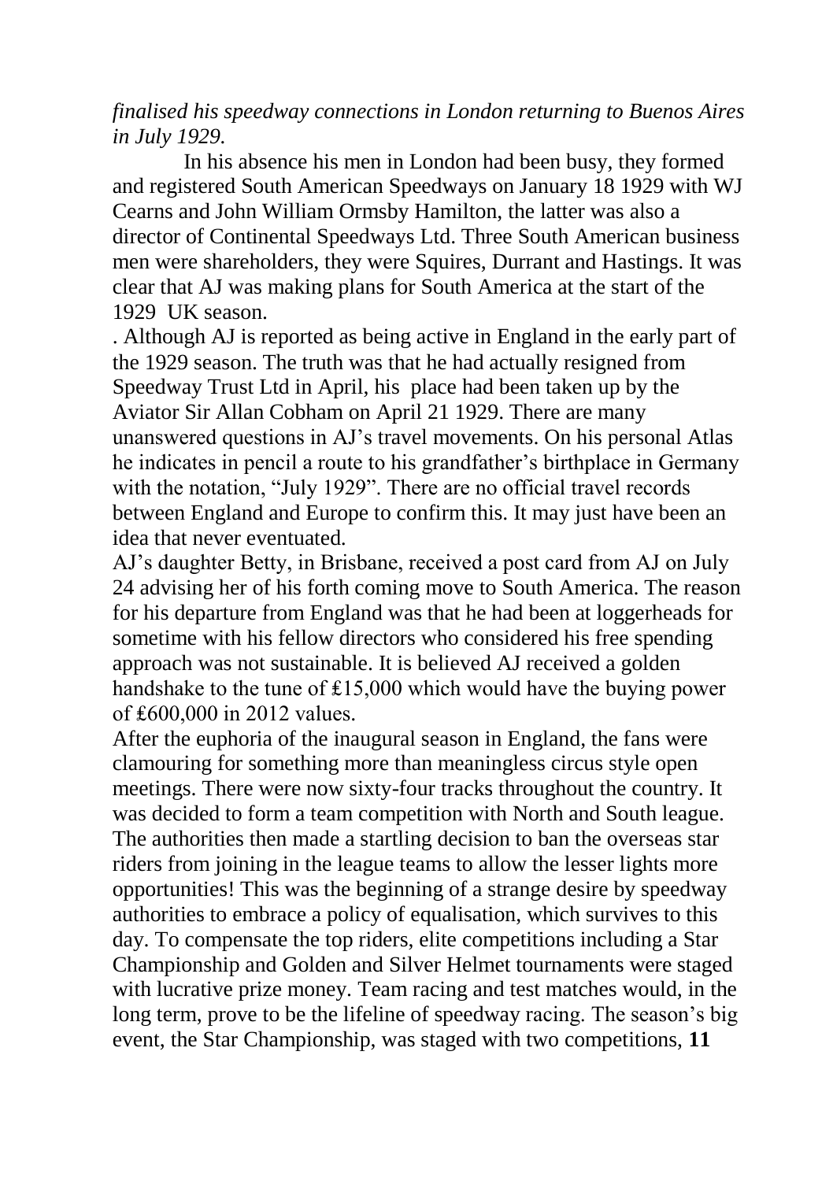*finalised his speedway connections in London returning to Buenos Aires in July 1929.*

In his absence his men in London had been busy, they formed and registered South American Speedways on January 18 1929 with WJ Cearns and John William Ormsby Hamilton, the latter was also a director of Continental Speedways Ltd. Three South American business men were shareholders, they were Squires, Durrant and Hastings. It was clear that AJ was making plans for South America at the start of the 1929 UK season.

. Although AJ is reported as being active in England in the early part of the 1929 season. The truth was that he had actually resigned from Speedway Trust Ltd in April, his place had been taken up by the Aviator Sir Allan Cobham on April 21 1929. There are many unanswered questions in AJ's travel movements. On his personal Atlas he indicates in pencil a route to his grandfather's birthplace in Germany with the notation, "July 1929". There are no official travel records between England and Europe to confirm this. It may just have been an idea that never eventuated.

AJ's daughter Betty, in Brisbane, received a post card from AJ on July 24 advising her of his forth coming move to South America. The reason for his departure from England was that he had been at loggerheads for sometime with his fellow directors who considered his free spending approach was not sustainable. It is believed AJ received a golden handshake to the tune of ₤15,000 which would have the buying power of ₤600,000 in 2012 values.

After the euphoria of the inaugural season in England, the fans were clamouring for something more than meaningless circus style open meetings. There were now sixty-four tracks throughout the country. It was decided to form a team competition with North and South league. The authorities then made a startling decision to ban the overseas star riders from joining in the league teams to allow the lesser lights more opportunities! This was the beginning of a strange desire by speedway authorities to embrace a policy of equalisation, which survives to this day. To compensate the top riders, elite competitions including a Star Championship and Golden and Silver Helmet tournaments were staged with lucrative prize money. Team racing and test matches would, in the long term, prove to be the lifeline of speedway racing. The season's big event, the Star Championship, was staged with two competitions,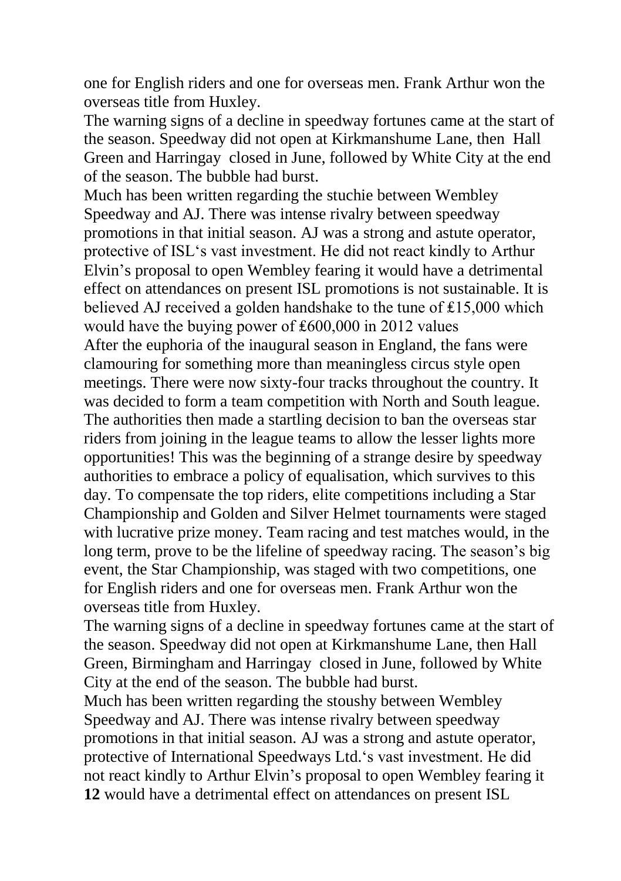one for English riders and one for overseas men. Frank Arthur won the overseas title from Huxley.

The warning signs of a decline in speedway fortunes came at the start of the season. Speedway did not open at Kirkmanshume Lane, then Hall Green and Harringay closed in June, followed by White City at the end of the season. The bubble had burst.

Much has been written regarding the stuchie between Wembley Speedway and AJ. There was intense rivalry between speedway promotions in that initial season. AJ was a strong and astute operator, protective of ISL's vast investment. He did not react kindly to Arthur Elvin's proposal to open Wembley fearing it would have a detrimental effect on attendances on present ISL promotions is not sustainable. It is believed AJ received a golden handshake to the tune of ₤15,000 which would have the buying power of ₤600,000 in 2012 values

After the euphoria of the inaugural season in England, the fans were clamouring for something more than meaningless circus style open meetings. There were now sixty-four tracks throughout the country. It was decided to form a team competition with North and South league. The authorities then made a startling decision to ban the overseas star riders from joining in the league teams to allow the lesser lights more opportunities! This was the beginning of a strange desire by speedway authorities to embrace a policy of equalisation, which survives to this day. To compensate the top riders, elite competitions including a Star Championship and Golden and Silver Helmet tournaments were staged with lucrative prize money. Team racing and test matches would, in the long term, prove to be the lifeline of speedway racing. The season's big event, the Star Championship, was staged with two competitions, one for English riders and one for overseas men. Frank Arthur won the overseas title from Huxley.

The warning signs of a decline in speedway fortunes came at the start of the season. Speedway did not open at Kirkmanshume Lane, then Hall Green, Birmingham and Harringay closed in June, followed by White City at the end of the season. The bubble had burst.

Much has been written regarding the stoushy between Wembley Speedway and AJ. There was intense rivalry between speedway promotions in that initial season. AJ was a strong and astute operator, protective of International Speedways Ltd.'s vast investment. He did not react kindly to Arthur Elvin's proposal to open Wembley fearing it would have a detrimental effect on attendances on present ISL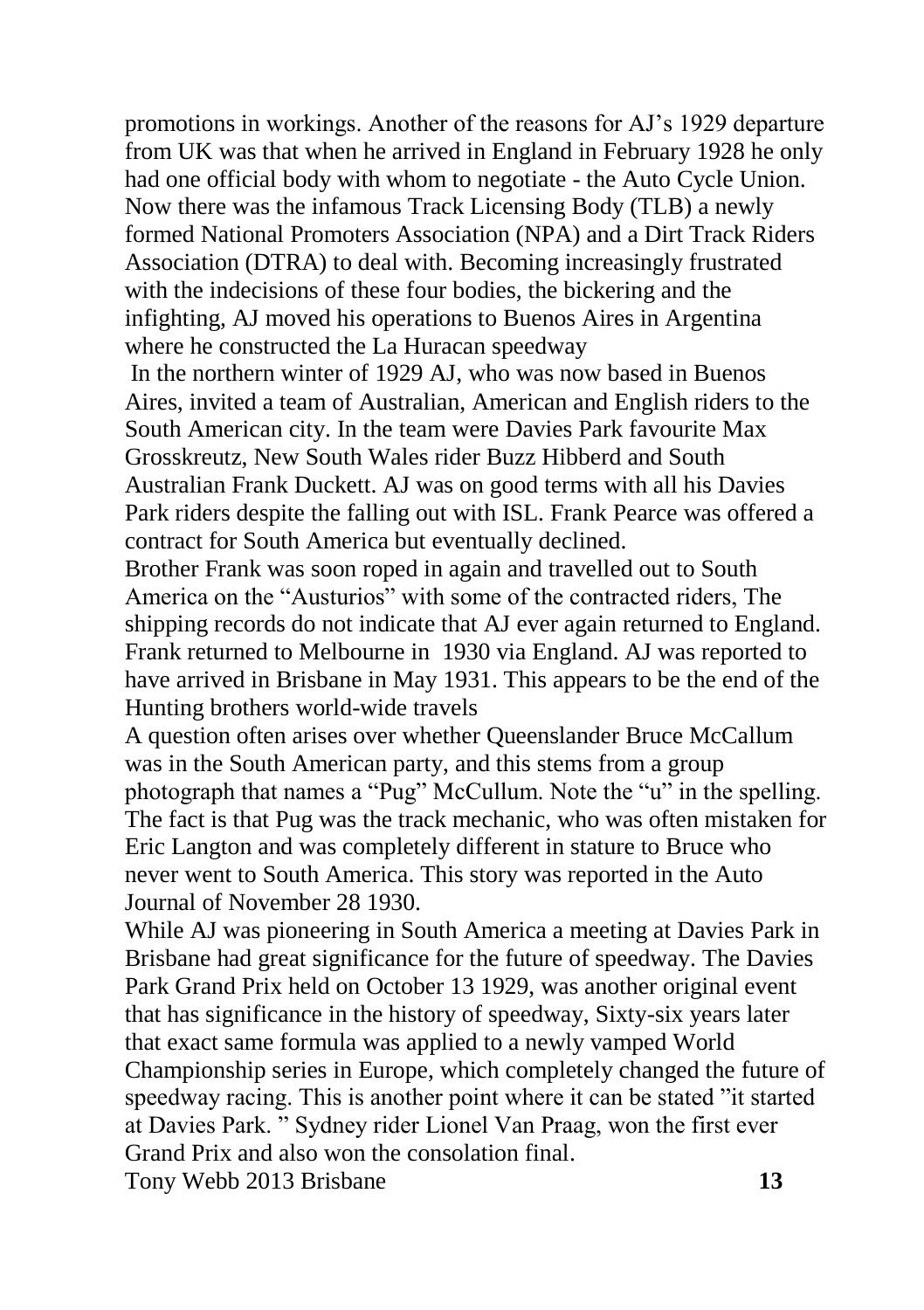promotions in workings. Another of the reasons for AJ's 1929 departure from UK was that when he arrived in England in February 1928 he only had one official body with whom to negotiate - the Auto Cycle Union. Now there was the infamous Track Licensing Body (TLB) a newly formed National Promoters Association (NPA) and a Dirt Track Riders Association (DTRA) to deal with. Becoming increasingly frustrated with the indecisions of these four bodies, the bickering and the infighting, AJ moved his operations to Buenos Aires in Argentina where he constructed the La Huracan speedway

In the northern winter of 1929 AJ, who was now based in Buenos Aires, invited a team of Australian, American and English riders to the South American city. In the team were Davies Park favourite Max Grosskreutz, New South Wales rider Buzz Hibberd and South Australian Frank Duckett. AJ was on good terms with all his Davies Park riders despite the falling out with ISL. Frank Pearce was offered a contract for South America but eventually declined.

Brother Frank was soon roped in again and travelled out to South America on the "Austurios" with some of the contracted riders, The shipping records do not indicate that AJ ever again returned to England. Frank returned to Melbourne in 1930 via England. AJ was reported to have arrived in Brisbane in May 1931. This appears to be the end of the Hunting brothers world-wide travels

A question often arises over whether Queenslander Bruce McCallum was in the South American party, and this stems from a group photograph that names a "Pug" McCullum. Note the "u" in the spelling. The fact is that Pug was the track mechanic, who was often mistaken for Eric Langton and was completely different in stature to Bruce who never went to South America. This story was reported in the Auto Journal of November 28 1930.

While AJ was pioneering in South America a meeting at Davies Park in Brisbane had great significance for the future of speedway. The Davies Park Grand Prix held on October 13 1929, was another original event that has significance in the history of speedway, Sixty-six years later that exact same formula was applied to a newly vamped World Championship series in Europe, which completely changed the future of speedway racing. This is another point where it can be stated "it started at Davies Park. " Sydney rider Lionel Van Praag, won the first ever Grand Prix and also won the consolation final.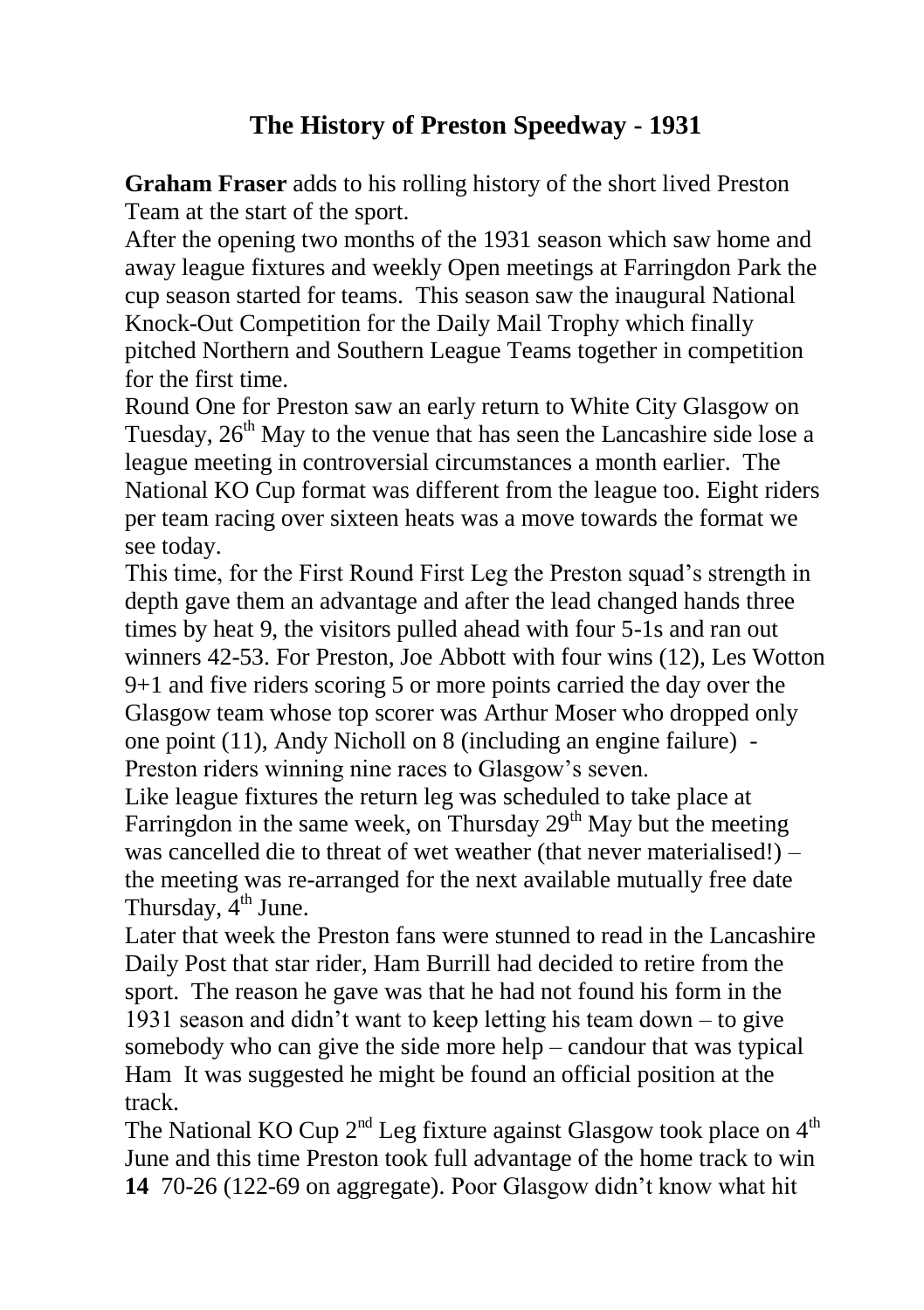# The History of Preston Speedway - 1931

**Graham Fraser** adds to his rolling history of the short lived Preston Team at the start of the sport.

After the opening two months of the 1931 season which saw home and away league fixtures and weekly Open meetings at Farringdon Park the cup season started for teams. This season saw the inaugural National Knock-Out Competition for the Daily Mail Trophy which finally pitched Northern and Southern League Teams together in competition for the first time.

Round One for Preston saw an early return to White City Glasgow on Tuesday, 26th May to the venue that has seen the Lancashire side lose a league meeting in controversial circumstances a month earlier. The National KO Cup format was different from the league too. Eight riders per team racing over sixteen heats was a move towards the format we see today.

This time, for the First Round First Leg the Preston squad's strength in depth gave them an advantage and after the lead changed hands three times by heat 9, the visitors pulled ahead with four 5-1s and ran out winners 42-53. For Preston, Joe Abbott with four wins (12), Les Wotton 9+1 and five riders scoring 5 or more points carried the day over the Glasgow team whose top scorer was Arthur Moser who dropped only one point (11), Andy Nicholl on 8 (including an engine failure) - Preston riders winning nine races to Glasgow's seven.

Like league fixtures the return leg was scheduled to take place at Farringdon in the same week, on Thursday 29th May but the meeting was cancelled die to threat of wet weather (that never materialised!) – the meeting was re-arranged for the next available mutually free date Thursday, 4th June.

Later that week the Preston fans were stunned to read in the Lancashire Daily Post that star rider, Ham Burrill had decided to retire from the sport. The reason he gave was that he had not found his form in the 1931 season and didn't want to keep letting his team down – to give somebody who can give the side more help – candour that was typical Ham It was suggested he might be found an official position at the track.

The National KO Cup 2nd Leg fixture against Glasgow took place on 4th June and this time Preston took full advantage of the home track to win 70-26 (122-69 on aggregate). Poor Glasgow didn't know what hit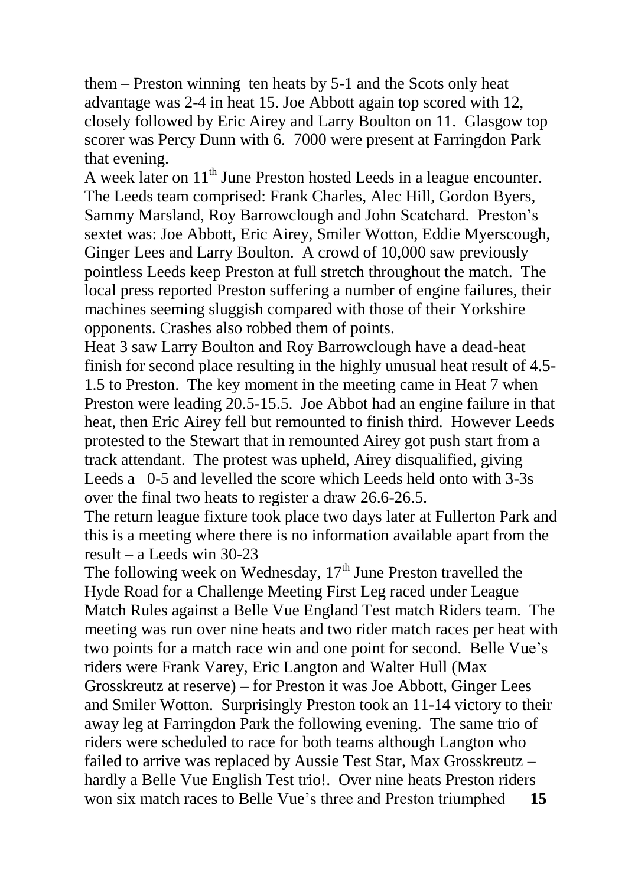them – Preston winning ten heats by 5-1 and the Scots only heat advantage was 2-4 in heat 15. Joe Abbott again top scored with 12, closely followed by Eric Airey and Larry Boulton on 11. Glasgow top scorer was Percy Dunn with 6. 7000 were present at Farringdon Park that evening.

A week later on 11th June Preston hosted Leeds in a league encounter. The Leeds team comprised: Frank Charles, Alec Hill, Gordon Byers, Sammy Marsland, Roy Barrowclough and John Scatchard. Preston's sextet was: Joe Abbott, Eric Airey, Smiler Wotton, Eddie Myerscough, Ginger Lees and Larry Boulton. A crowd of 10,000 saw previously pointless Leeds keep Preston at full stretch throughout the match. The local press reported Preston suffering a number of engine failures, their machines seeming sluggish compared with those of their Yorkshire opponents. Crashes also robbed them of points.

Heat 3 saw Larry Boulton and Roy Barrowclough have a dead-heat finish for second place resulting in the highly unusual heat result of 4.5-1.5 to Preston. The key moment in the meeting came in Heat 7 when Preston were leading 20.5-15.5. Joe Abbot had an engine failure in that heat, then Eric Airey fell but remounted to finish third. However Leeds protested to the Stewart that in remounted Airey got push start from a track attendant. The protest was upheld, Airey disqualified, giving Leeds a 0-5 and levelled the score which Leeds held onto with 3-3s over the final two heats to register a draw 26.6-26.5.

The return league fixture took place two days later at Fullerton Park and this is a meeting where there is no information available apart from the result – a Leeds win 30-23

The following week on Wednesday, 17th June Preston travelled the Hyde Road for a Challenge Meeting First Leg raced under League Match Rules against a Belle Vue England Test match Riders team. The meeting was run over nine heats and two rider match races per heat with two points for a match race win and one point for second. Belle Vue's riders were Frank Varey, Eric Langton and Walter Hull (Max Grosskreutz at reserve) – for Preston it was Joe Abbott, Ginger Lees and Smiler Wotton. Surprisingly Preston took an 11-14 victory to their away leg at Farringdon Park the following evening. The same trio of riders were scheduled to race for both teams although Langton who failed to arrive was replaced by Aussie Test Star, Max Grosskreutz – hardly a Belle Vue English Test trio!. Over nine heats Preston riders won six match races to Belle Vue's three and Preston triumphed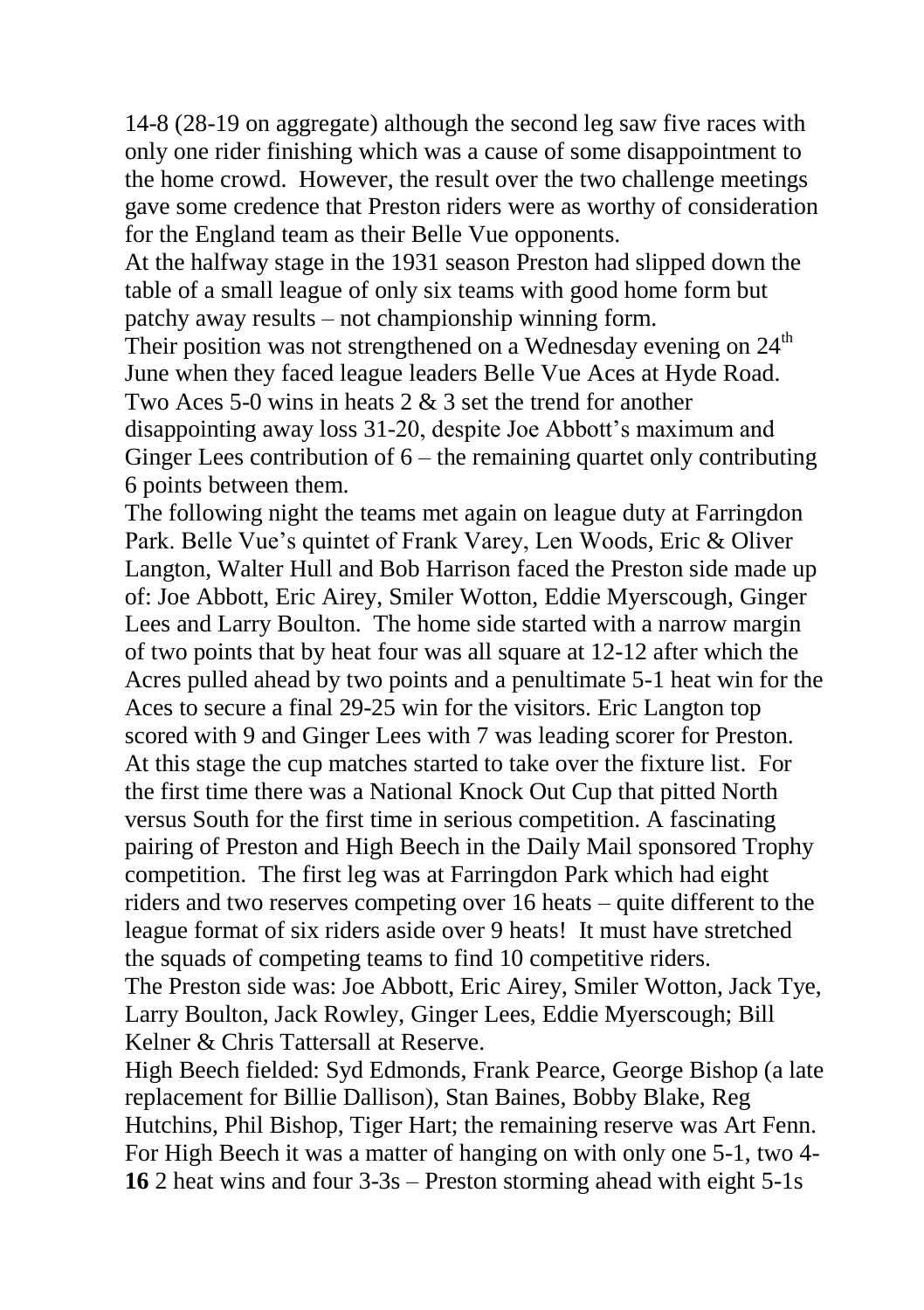14-8 (28-19 on aggregate) although the second leg saw five races with only one rider finishing which was a cause of some disappointment to the home crowd. However, the result over the two challenge meetings gave some credence that Preston riders were as worthy of consideration for the England team as their Belle Vue opponents.

At the halfway stage in the 1931 season Preston had slipped down the table of a small league of only six teams with good home form but patchy away results – not championship winning form.

Their position was not strengthened on a Wednesday evening on 24th June when they faced league leaders Belle Vue Aces at Hyde Road. Two Aces 5-0 wins in heats 2 & 3 set the trend for another disappointing away loss 31-20, despite Joe Abbott's maximum and Ginger Lees contribution of 6 – the remaining quartet only contributing 6 points between them.

The following night the teams met again on league duty at Farringdon Park. Belle Vue's quintet of Frank Varey, Len Woods, Eric & Oliver Langton, Walter Hull and Bob Harrison faced the Preston side made up of: Joe Abbott, Eric Airey, Smiler Wotton, Eddie Myerscough, Ginger Lees and Larry Boulton. The home side started with a narrow margin of two points that by heat four was all square at 12-12 after which the Acres pulled ahead by two points and a penultimate 5-1 heat win for the Aces to secure a final 29-25 win for the visitors. Eric Langton top scored with 9 and Ginger Lees with 7 was leading scorer for Preston.

At this stage the cup matches started to take over the fixture list. For the first time there was a National Knock Out Cup that pitted North versus South for the first time in serious competition. A fascinating pairing of Preston and High Beech in the Daily Mail sponsored Trophy competition. The first leg was at Farringdon Park which had eight riders and two reserves competing over 16 heats – quite different to the league format of six riders aside over 9 heats! It must have stretched the squads of competing teams to find 10 competitive riders.

The Preston side was: Joe Abbott, Eric Airey, Smiler Wotton, Jack Tye, Larry Boulton, Jack Rowley, Ginger Lees, Eddie Myerscough; Bill Kelner & Chris Tattersall at Reserve.

High Beech fielded: Syd Edmonds, Frank Pearce, George Bishop (a late replacement for Billie Dallison), Stan Baines, Bobby Blake, Reg Hutchins, Phil Bishop, Tiger Hart; the remaining reserve was Art Fenn.

For High Beech it was a matter of hanging on with only one 5-1, two 4-2 heat wins and four 3-3s – Preston storming ahead with eight 5-1s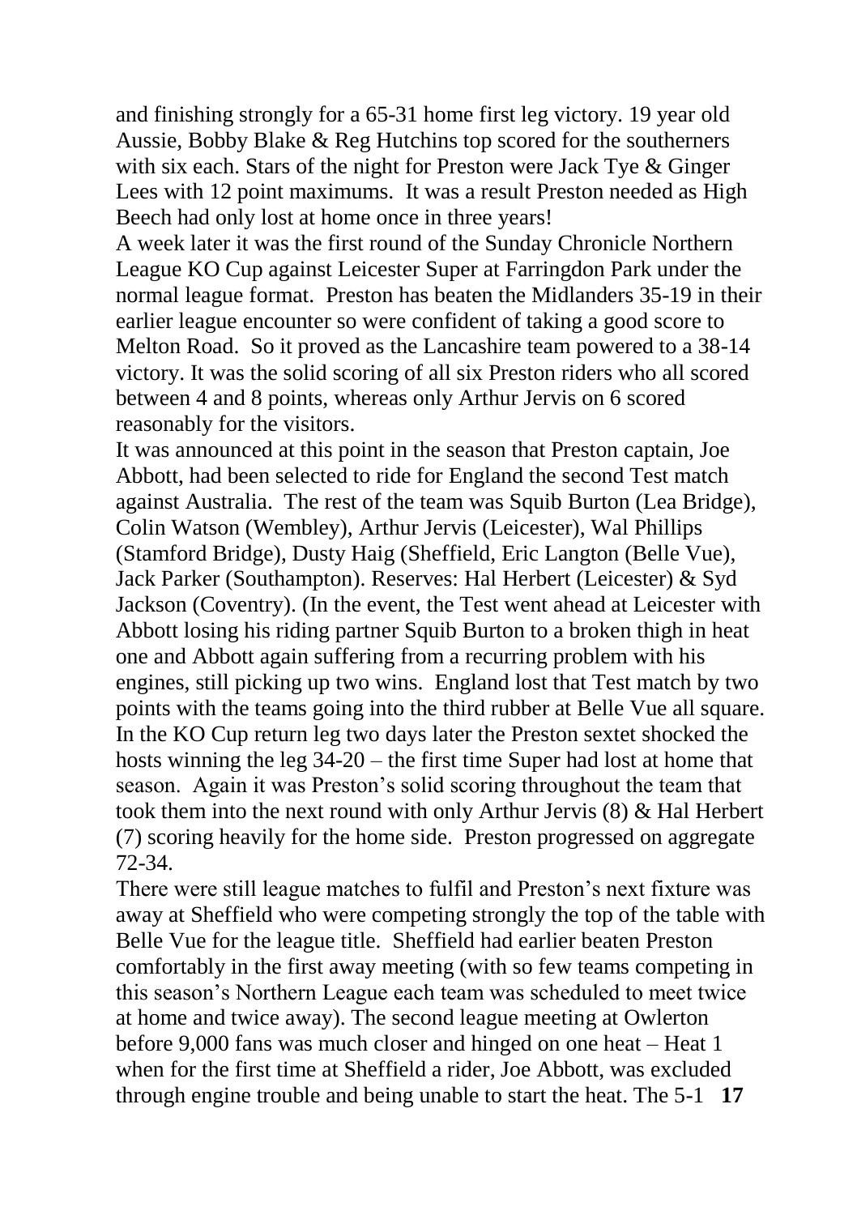and finishing strongly for a 65-31 home first leg victory. 19 year old Aussie, Bobby Blake & Reg Hutchins top scored for the southerners with six each. Stars of the night for Preston were Jack Tye & Ginger Lees with 12 point maximums. It was a result Preston needed as High Beech had only lost at home once in three years!

A week later it was the first round of the Sunday Chronicle Northern League KO Cup against Leicester Super at Farringdon Park under the normal league format. Preston has beaten the Midlanders 35-19 in their earlier league encounter so were confident of taking a good score to Melton Road. So it proved as the Lancashire team powered to a 38-14 victory. It was the solid scoring of all six Preston riders who all scored between 4 and 8 points, whereas only Arthur Jervis on 6 scored reasonably for the visitors.

It was announced at this point in the season that Preston captain, Joe Abbott, had been selected to ride for England the second Test match against Australia. The rest of the team was Squib Burton (Lea Bridge), Colin Watson (Wembley), Arthur Jervis (Leicester), Wal Phillips (Stamford Bridge), Dusty Haig (Sheffield, Eric Langton (Belle Vue), Jack Parker (Southampton). Reserves: Hal Herbert (Leicester) & Syd Jackson (Coventry). (In the event, the Test went ahead at Leicester with Abbott losing his riding partner Squib Burton to a broken thigh in heat one and Abbott again suffering from a recurring problem with his engines, still picking up two wins. England lost that Test match by two points with the teams going into the third rubber at Belle Vue all square.

In the KO Cup return leg two days later the Preston sextet shocked the hosts winning the leg 34-20 – the first time Super had lost at home that season. Again it was Preston's solid scoring throughout the team that took them into the next round with only Arthur Jervis (8) & Hal Herbert (7) scoring heavily for the home side. Preston progressed on aggregate 72-34.

There were still league matches to fulfil and Preston's next fixture was away at Sheffield who were competing strongly the top of the table with Belle Vue for the league title. Sheffield had earlier beaten Preston comfortably in the first away meeting (with so few teams competing in this season's Northern League each team was scheduled to meet twice at home and twice away). The second league meeting at Owlerton before 9,000 fans was much closer and hinged on one heat – Heat 1 when for the first time at Sheffield a rider, Joe Abbott, was excluded through engine trouble and being unable to start the heat. The 5-1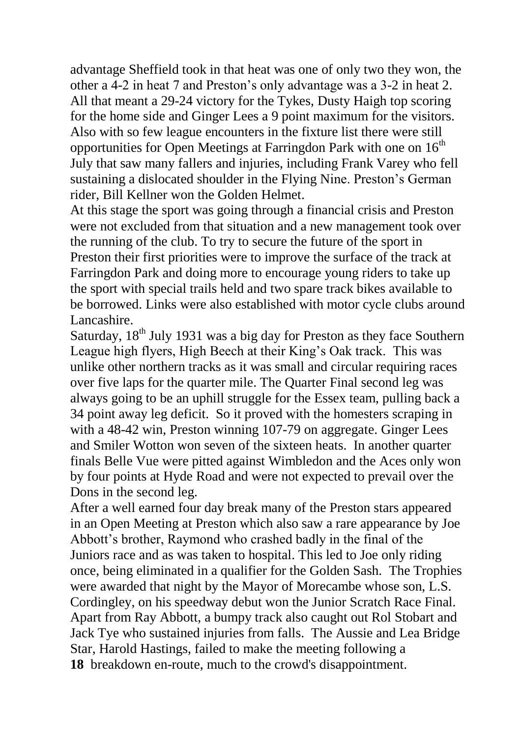advantage Sheffield took in that heat was one of only two they won, the other a 4-2 in heat 7 and Preston's only advantage was a 3-2 in heat 2. All that meant a 29-24 victory for the Tykes, Dusty Haigh top scoring for the home side and Ginger Lees a 9 point maximum for the visitors. Also with so few league encounters in the fixture list there were still opportunities for Open Meetings at Farringdon Park with one on 16th July that saw many fallers and injuries, including Frank Varey who fell sustaining a dislocated shoulder in the Flying Nine. Preston's German rider, Bill Kellner won the Golden Helmet.

At this stage the sport was going through a financial crisis and Preston were not excluded from that situation and a new management took over the running of the club. To try to secure the future of the sport in Preston their first priorities were to improve the surface of the track at Farringdon Park and doing more to encourage young riders to take up the sport with special trails held and two spare track bikes available to be borrowed. Links were also established with motor cycle clubs around Lancashire.

Saturday, 18th July 1931 was a big day for Preston as they face Southern League high flyers, High Beech at their King's Oak track. This was unlike other northern tracks as it was small and circular requiring races over five laps for the quarter mile. The Quarter Final second leg was always going to be an uphill struggle for the Essex team, pulling back a 34 point away leg deficit. So it proved with the homesters scraping in with a 48-42 win, Preston winning 107-79 on aggregate. Ginger Lees and Smiler Wotton won seven of the sixteen heats. In another quarter finals Belle Vue were pitted against Wimbledon and the Aces only won by four points at Hyde Road and were not expected to prevail over the Dons in the second leg.

After a well earned four day break many of the Preston stars appeared in an Open Meeting at Preston which also saw a rare appearance by Joe Abbott's brother, Raymond who crashed badly in the final of the Juniors race and as was taken to hospital. This led to Joe only riding once, being eliminated in a qualifier for the Golden Sash. The Trophies were awarded that night by the Mayor of Morecambe whose son, L.S. Cordingley, on his speedway debut won the Junior Scratch Race Final. Apart from Ray Abbott, a bumpy track also caught out Rol Stobart and Jack Tye who sustained injuries from falls. The Aussie and Lea Bridge Star, Harold Hastings, failed to make the meeting following a breakdown en-route, much to the crowd's disappointment.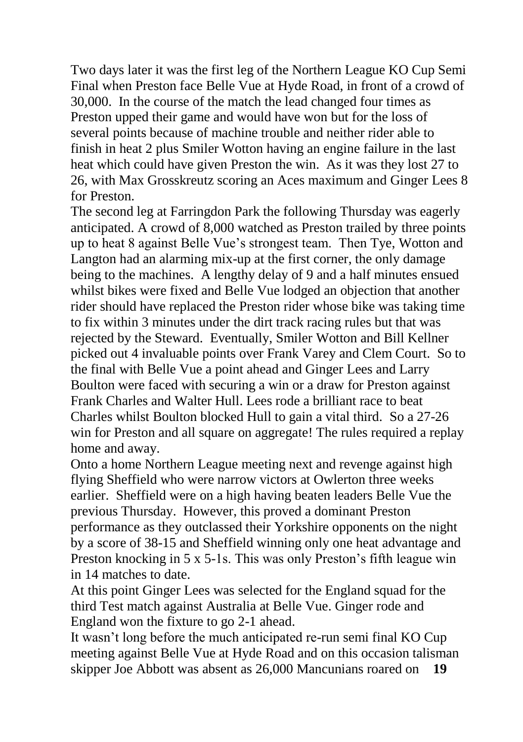Two days later it was the first leg of the Northern League KO Cup Semi Final when Preston face Belle Vue at Hyde Road, in front of a crowd of 30,000. In the course of the match the lead changed four times as Preston upped their game and would have won but for the loss of several points because of machine trouble and neither rider able to finish in heat 2 plus Smiler Wotton having an engine failure in the last heat which could have given Preston the win. As it was they lost 27 to 26, with Max Grosskreutz scoring an Aces maximum and Ginger Lees 8 for Preston.

The second leg at Farringdon Park the following Thursday was eagerly anticipated. A crowd of 8,000 watched as Preston trailed by three points up to heat 8 against Belle Vue's strongest team. Then Tye, Wotton and Langton had an alarming mix-up at the first corner, the only damage being to the machines. A lengthy delay of 9 and a half minutes ensued whilst bikes were fixed and Belle Vue lodged an objection that another rider should have replaced the Preston rider whose bike was taking time to fix within 3 minutes under the dirt track racing rules but that was rejected by the Steward. Eventually, Smiler Wotton and Bill Kellner picked out 4 invaluable points over Frank Varey and Clem Court. So to the final with Belle Vue a point ahead and Ginger Lees and Larry Boulton were faced with securing a win or a draw for Preston against Frank Charles and Walter Hull. Lees rode a brilliant race to beat Charles whilst Boulton blocked Hull to gain a vital third. So a 27-26 win for Preston and all square on aggregate! The rules required a replay home and away.

Onto a home Northern League meeting next and revenge against high flying Sheffield who were narrow victors at Owlerton three weeks earlier. Sheffield were on a high having beaten leaders Belle Vue the previous Thursday. However, this proved a dominant Preston performance as they outclassed their Yorkshire opponents on the night by a score of 38-15 and Sheffield winning only one heat advantage and Preston knocking in 5 x 5-1s. This was only Preston's fifth league win in 14 matches to date.

At this point Ginger Lees was selected for the England squad for the third Test match against Australia at Belle Vue. Ginger rode and England won the fixture to go 2-1 ahead.

It wasn't long before the much anticipated re-run semi final KO Cup meeting against Belle Vue at Hyde Road and on this occasion talisman skipper Joe Abbott was absent as 26,000 Mancunians roared on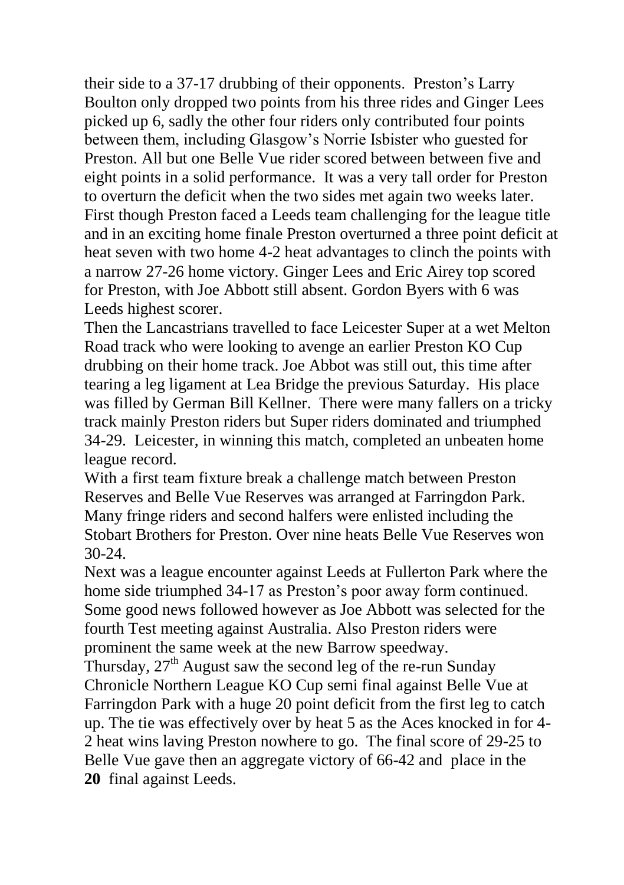their side to a 37-17 drubbing of their opponents. Preston's Larry Boulton only dropped two points from his three rides and Ginger Lees picked up 6, sadly the other four riders only contributed four points between them, including Glasgow's Norrie Isbister who guested for Preston. All but one Belle Vue rider scored between between five and eight points in a solid performance. It was a very tall order for Preston to overturn the deficit when the two sides met again two weeks later. First though Preston faced a Leeds team challenging for the league title and in an exciting home finale Preston overturned a three point deficit at heat seven with two home 4-2 heat advantages to clinch the points with a narrow 27-26 home victory. Ginger Lees and Eric Airey top scored for Preston, with Joe Abbott still absent. Gordon Byers with 6 was Leeds highest scorer.

Then the Lancastrians travelled to face Leicester Super at a wet Melton Road track who were looking to avenge an earlier Preston KO Cup drubbing on their home track. Joe Abbot was still out, this time after tearing a leg ligament at Lea Bridge the previous Saturday. His place was filled by German Bill Kellner. There were many fallers on a tricky track mainly Preston riders but Super riders dominated and triumphed 34-29. Leicester, in winning this match, completed an unbeaten home league record.

With a first team fixture break a challenge match between Preston Reserves and Belle Vue Reserves was arranged at Farringdon Park. Many fringe riders and second halfers were enlisted including the Stobart Brothers for Preston. Over nine heats Belle Vue Reserves won 30-24.

Next was a league encounter against Leeds at Fullerton Park where the home side triumphed 34-17 as Preston's poor away form continued. Some good news followed however as Joe Abbott was selected for the fourth Test meeting against Australia. Also Preston riders were prominent the same week at the new Barrow speedway.

Thursday, 27th August saw the second leg of the re-run Sunday Chronicle Northern League KO Cup semi final against Belle Vue at Farringdon Park with a huge 20 point deficit from the first leg to catch up. The tie was effectively over by heat 5 as the Aces knocked in for 4-2 heat wins laving Preston nowhere to go. The final score of 29-25 to Belle Vue gave then an aggregate victory of 66-42 and place in the final against Leeds.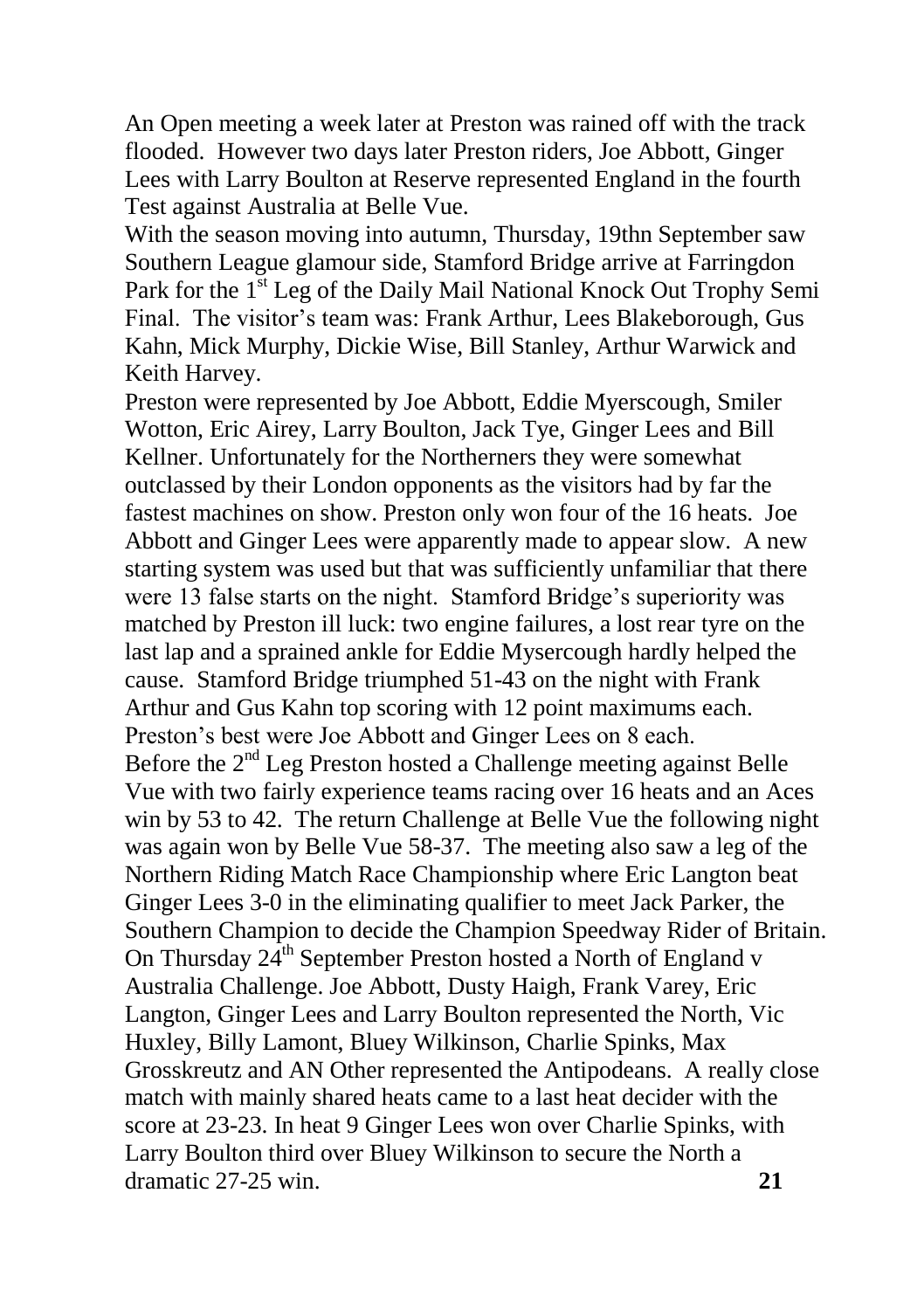An Open meeting a week later at Preston was rained off with the track flooded. However two days later Preston riders, Joe Abbott, Ginger Lees with Larry Boulton at Reserve represented England in the fourth Test against Australia at Belle Vue.

With the season moving into autumn, Thursday, 19thn September saw Southern League glamour side, Stamford Bridge arrive at Farringdon Park for the 1st Leg of the Daily Mail National Knock Out Trophy Semi Final. The visitor's team was: Frank Arthur, Lees Blakeborough, Gus Kahn, Mick Murphy, Dickie Wise, Bill Stanley, Arthur Warwick and Keith Harvey.

Preston were represented by Joe Abbott, Eddie Myerscough, Smiler Wotton, Eric Airey, Larry Boulton, Jack Tye, Ginger Lees and Bill Kellner. Unfortunately for the Northerners they were somewhat outclassed by their London opponents as the visitors had by far the fastest machines on show. Preston only won four of the 16 heats. Joe Abbott and Ginger Lees were apparently made to appear slow. A new starting system was used but that was sufficiently unfamiliar that there were 13 false starts on the night. Stamford Bridge's superiority was matched by Preston ill luck: two engine failures, a lost rear tyre on the last lap and a sprained ankle for Eddie Mysercough hardly helped the cause. Stamford Bridge triumphed 51-43 on the night with Frank Arthur and Gus Kahn top scoring with 12 point maximums each. Preston's best were Joe Abbott and Ginger Lees on 8 each.

Before the 2nd Leg Preston hosted a Challenge meeting against Belle Vue with two fairly experience teams racing over 16 heats and an Aces win by 53 to 42. The return Challenge at Belle Vue the following night was again won by Belle Vue 58-37. The meeting also saw a leg of the Northern Riding Match Race Championship where Eric Langton beat Ginger Lees 3-0 in the eliminating qualifier to meet Jack Parker, the Southern Champion to decide the Champion Speedway Rider of Britain.

On Thursday 24th September Preston hosted a North of England v Australia Challenge. Joe Abbott, Dusty Haigh, Frank Varey, Eric Langton, Ginger Lees and Larry Boulton represented the North, Vic Huxley, Billy Lamont, Bluey Wilkinson, Charlie Spinks, Max Grosskreutz and AN Other represented the Antipodeans. A really close match with mainly shared heats came to a last heat decider with the score at 23-23. In heat 9 Ginger Lees won over Charlie Spinks, with Larry Boulton third over Bluey Wilkinson to secure the North a dramatic 27-25 win.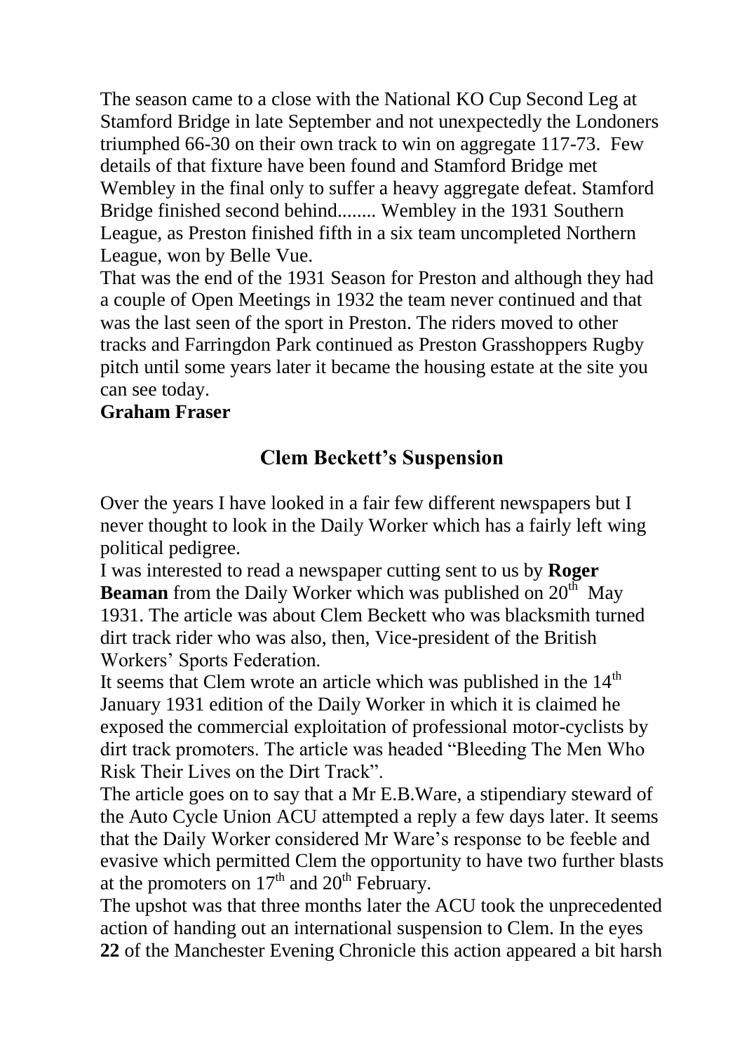The season came to a close with the National KO Cup Second Leg at Stamford Bridge in late September and not unexpectedly the Londoners triumphed 66-30 on their own track to win on aggregate 117-73. Few details of that fixture have been found and Stamford Bridge met Wembley in the final only to suffer a heavy aggregate defeat. Stamford Bridge finished second behind........ Wembley in the 1931 Southern League, as Preston finished fifth in a six team uncompleted Northern League, won by Belle Vue.

That was the end of the 1931 Season for Preston and although they had a couple of Open Meetings in 1932 the team never continued and that was the last seen of the sport in Preston. The riders moved to other tracks and Farringdon Park continued as Preston Grasshoppers Rugby pitch until some years later it became the housing estate at the site you can see today.

**Graham Fraser**

## Clem Beckett's Suspension

Over the years I have looked in a fair few different newspapers but I never thought to look in the Daily Worker which has a fairly left wing political pedigree.

I was interested to read a newspaper cutting sent to us by **Roger Beaman** from the Daily Worker which was published on 20th May 1931. The article was about Clem Beckett who was blacksmith turned dirt track rider who was also, then, Vice-president of the British Workers' Sports Federation.

It seems that Clem wrote an article which was published in the 14th January 1931 edition of the Daily Worker in which it is claimed he exposed the commercial exploitation of professional motor-cyclists by dirt track promoters. The article was headed "Bleeding The Men Who Risk Their Lives on the Dirt Track".

The article goes on to say that a Mr E.B.Ware, a stipendiary steward of the Auto Cycle Union ACU attempted a reply a few days later. It seems that the Daily Worker considered Mr Ware's response to be feeble and evasive which permitted Clem the opportunity to have two further blasts at the promoters on 17th and 20th February.

The upshot was that three months later the ACU took the unprecedented action of handing out an international suspension to Clem. In the eyes of the Manchester Evening Chronicle this action appeared a bit harsh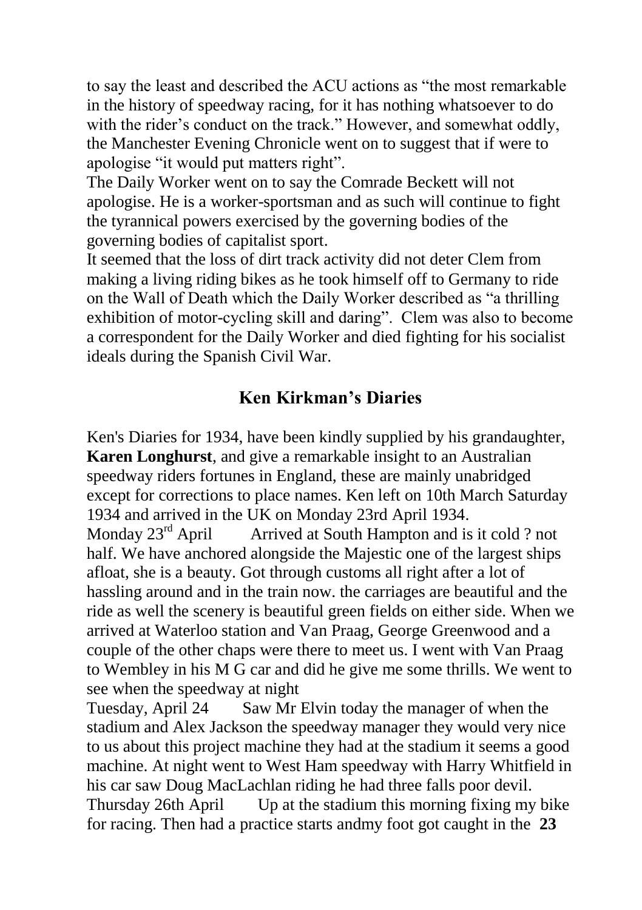to say the least and described the ACU actions as "the most remarkable in the history of speedway racing, for it has nothing whatsoever to do with the rider's conduct on the track." However, and somewhat oddly, the Manchester Evening Chronicle went on to suggest that if were to apologise "it would put matters right".

The Daily Worker went on to say the Comrade Beckett will not apologise. He is a worker-sportsman and as such will continue to fight the tyrannical powers exercised by the governing bodies of the governing bodies of capitalist sport.

It seemed that the loss of dirt track activity did not deter Clem from making a living riding bikes as he took himself off to Germany to ride on the Wall of Death which the Daily Worker described as "a thrilling exhibition of motor-cycling skill and daring". Clem was also to become a correspondent for the Daily Worker and died fighting for his socialist ideals during the Spanish Civil War.

## Ken Kirkman's Diaries

Ken's Diaries for 1934, have been kindly supplied by his grandaughter, **Karen Longhurst**, and give a remarkable insight to an Australian speedway riders fortunes in England, these are mainly unabridged except for corrections to place names. Ken left on 10th March Saturday 1934 and arrived in the UK on Monday 23rd April 1934.

Monday 23rd April Arrived at South Hampton and is it cold ? not half. We have anchored alongside the Majestic one of the largest ships afloat, she is a beauty. Got through customs all right after a lot of hassling around and in the train now. the carriages are beautiful and the ride as well the scenery is beautiful green fields on either side. When we arrived at Waterloo station and Van Praag, George Greenwood and a couple of the other chaps were there to meet us. I went with Van Praag to Wembley in his M G car and did he give me some thrills. We went to see when the speedway at night

Tuesday, April 24 Saw Mr Elvin today the manager of when the stadium and Alex Jackson the speedway manager they would very nice to us about this project machine they had at the stadium it seems a good machine. At night went to West Ham speedway with Harry Whitfield in his car saw Doug MacLachlan riding he had three falls poor devil.

Thursday 26th April Up at the stadium this morning fixing my bike for racing. Then had a practice starts andmy foot got caught in the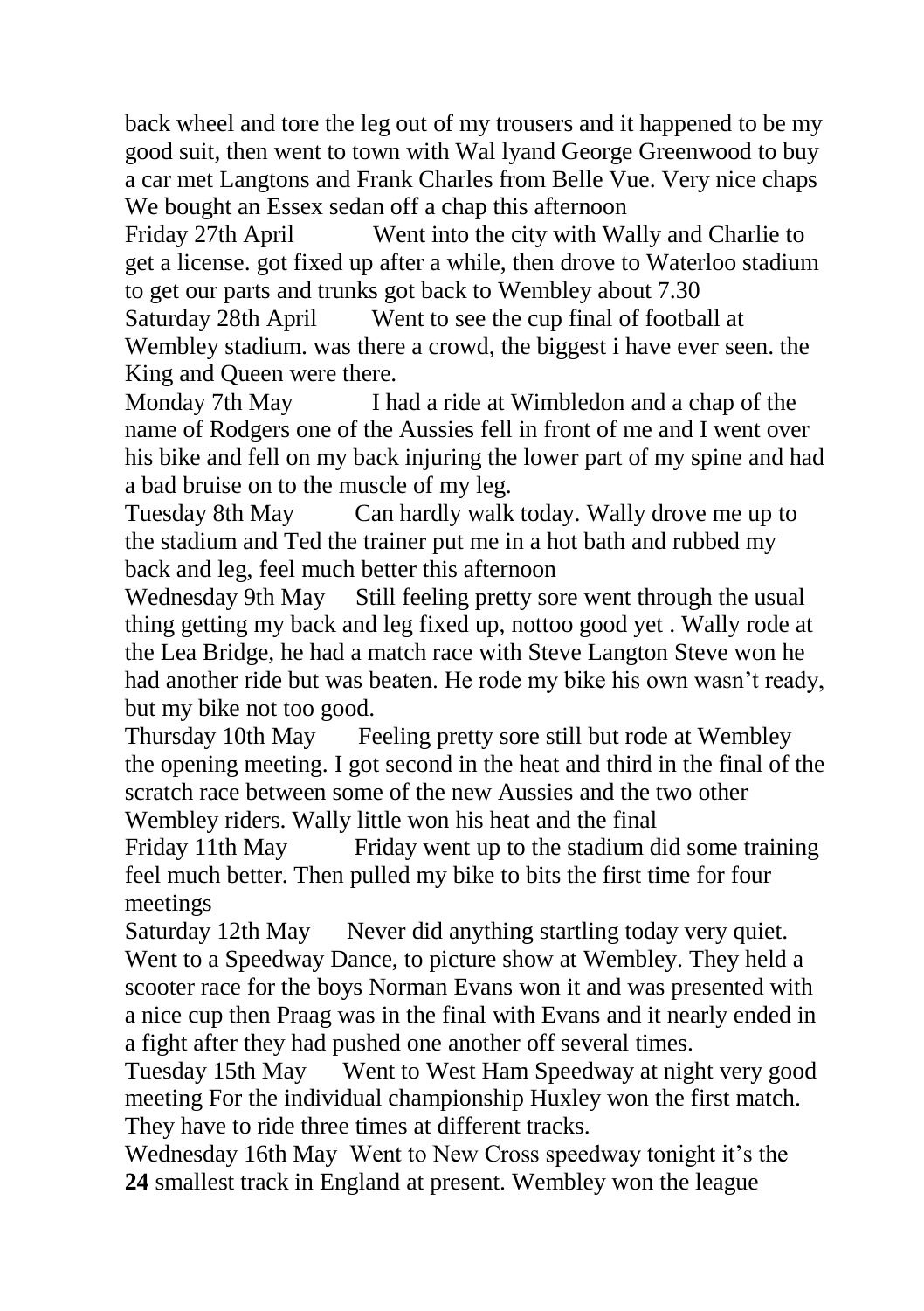back wheel and tore the leg out of my trousers and it happened to be my good suit, then went to town with Wal lyand George Greenwood to buy a car met Langtons and Frank Charles from Belle Vue. Very nice chaps We bought an Essex sedan off a chap this afternoon

Friday 27th April Went into the city with Wally and Charlie to get a license. got fixed up after a while, then drove to Waterloo stadium to get our parts and trunks got back to Wembley about 7.30

Saturday 28th April Went to see the cup final of football at Wembley stadium. was there a crowd, the biggest i have ever seen. the King and Queen were there.

Monday 7th May I had a ride at Wimbledon and a chap of the name of Rodgers one of the Aussies fell in front of me and I went over his bike and fell on my back injuring the lower part of my spine and had a bad bruise on to the muscle of my leg.

Tuesday 8th May Can hardly walk today. Wally drove me up to the stadium and Ted the trainer put me in a hot bath and rubbed my back and leg, feel much better this afternoon

Wednesday 9th May Still feeling pretty sore went through the usual thing getting my back and leg fixed up, nottoo good yet . Wally rode at the Lea Bridge, he had a match race with Steve Langton Steve won he had another ride but was beaten. He rode my bike his own wasn't ready, but my bike not too good.

Thursday 10th May Feeling pretty sore still but rode at Wembley the opening meeting. I got second in the heat and third in the final of the scratch race between some of the new Aussies and the two other Wembley riders. Wally little won his heat and the final

Friday 11th May Friday went up to the stadium did some training feel much better. Then pulled my bike to bits the first time for four meetings

Saturday 12th May Never did anything startling today very quiet. Went to a Speedway Dance, to picture show at Wembley. They held a scooter race for the boys Norman Evans won it and was presented with a nice cup then Praag was in the final with Evans and it nearly ended in a fight after they had pushed one another off several times.

Tuesday 15th May Went to West Ham Speedway at night very good meeting For the individual championship Huxley won the first match. They have to ride three times at different tracks.

Wednesday 16th May Went to New Cross speedway tonight it's the smallest track in England at present. Wembley won the league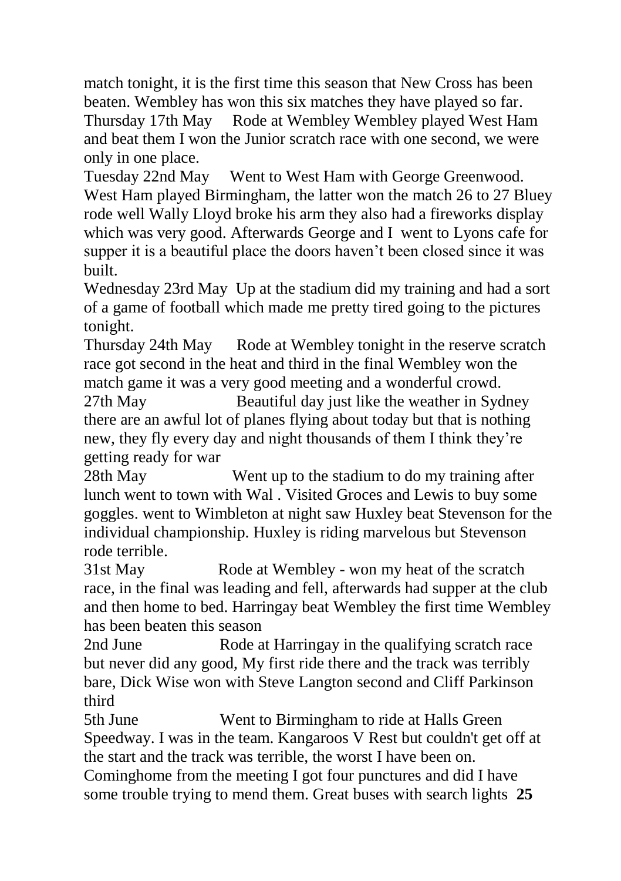match tonight, it is the first time this season that New Cross has been beaten. Wembley has won this six matches they have played so far.
Thursday 17th May     Rode at Wembley Wembley played West Ham and beat them I won the Junior scratch race with one second, we were only in one place.
Tuesday 22nd May     Went to West Ham with George Greenwood. West Ham played Birmingham, the latter won the match 26 to 27 Bluey rode well Wally Lloyd broke his arm they also had a fireworks display which was very good. Afterwards George and I went to Lyons cafe for supper it is a beautiful place the doors haven't been closed since it was built.
Wednesday 23rd May  Up at the stadium did my training and had a sort of a game of football which made me pretty tired going to the pictures tonight.
Thursday 24th May     Rode at Wembley tonight in the reserve scratch race got second in the heat and third in the final Wembley won the match game it was a very good meeting and a wonderful crowd.
27th May                 Beautiful day just like the weather in Sydney there are an awful lot of planes flying about today but that is nothing new, they fly every day and night thousands of them I think they're getting ready for war
28th May                 Went up to the stadium to do my training after lunch went to town with Wal . Visited Groces and Lewis to buy some goggles. went to Wimbleton at night saw Huxley beat Stevenson for the individual championship. Huxley is riding marvelous but Stevenson rode terrible.
31st May                 Rode at Wembley - won my heat of the scratch race, in the final was leading and fell, afterwards had supper at the club and then home to bed. Harringay beat Wembley the first time Wembley has been beaten this season
2nd June                 Rode at Harringay in the qualifying scratch race but never did any good, My first ride there and the track was terribly bare, Dick Wise won with Steve Langton second and Cliff Parkinson third
5th June                 Went to Birmingham to ride at Halls Green Speedway. I was in the team. Kangaroos V Rest but couldn't get off at the start and the track was terrible, the worst I have been on. Cominghome from the meeting I got four punctures and did I have some trouble trying to mend them. Great buses with search lights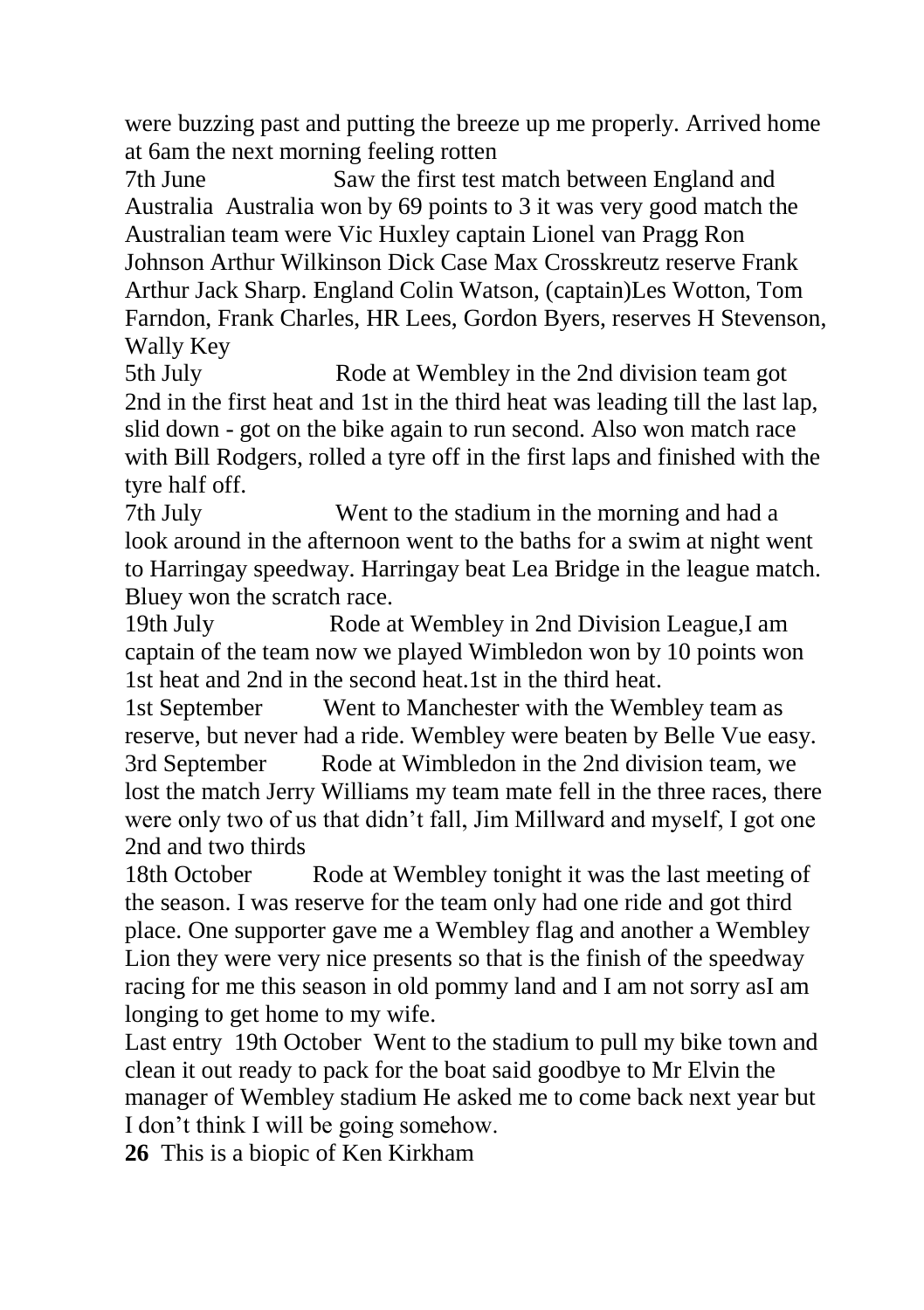were buzzing past and putting the breeze up me properly. Arrived home at 6am the next morning feeling rotten

7th June Saw the first test match between England and Australia Australia won by 69 points to 3 it was very good match the Australian team were Vic Huxley captain Lionel van Pragg Ron Johnson Arthur Wilkinson Dick Case Max Crosskreutz reserve Frank Arthur Jack Sharp. England Colin Watson, (captain)Les Wotton, Tom Farndon, Frank Charles, HR Lees, Gordon Byers, reserves H Stevenson, Wally Key

5th July Rode at Wembley in the 2nd division team got 2nd in the first heat and 1st in the third heat was leading till the last lap, slid down - got on the bike again to run second. Also won match race with Bill Rodgers, rolled a tyre off in the first laps and finished with the tyre half off.

7th July Went to the stadium in the morning and had a look around in the afternoon went to the baths for a swim at night went to Harringay speedway. Harringay beat Lea Bridge in the league match. Bluey won the scratch race.

19th July Rode at Wembley in 2nd Division League,I am captain of the team now we played Wimbledon won by 10 points won 1st heat and 2nd in the second heat.1st in the third heat.

1st September Went to Manchester with the Wembley team as reserve, but never had a ride. Wembley were beaten by Belle Vue easy.

3rd September Rode at Wimbledon in the 2nd division team, we lost the match Jerry Williams my team mate fell in the three races, there were only two of us that didn't fall, Jim Millward and myself, I got one 2nd and two thirds

18th October Rode at Wembley tonight it was the last meeting of the season. I was reserve for the team only had one ride and got third place. One supporter gave me a Wembley flag and another a Wembley Lion they were very nice presents so that is the finish of the speedway racing for me this season in old pommy land and I am not sorry asI am longing to get home to my wife.

Last entry 19th October Went to the stadium to pull my bike town and clean it out ready to pack for the boat said goodbye to Mr Elvin the manager of Wembley stadium He asked me to come back next year but I don't think I will be going somehow.

**26** This is a biopic of Ken Kirkham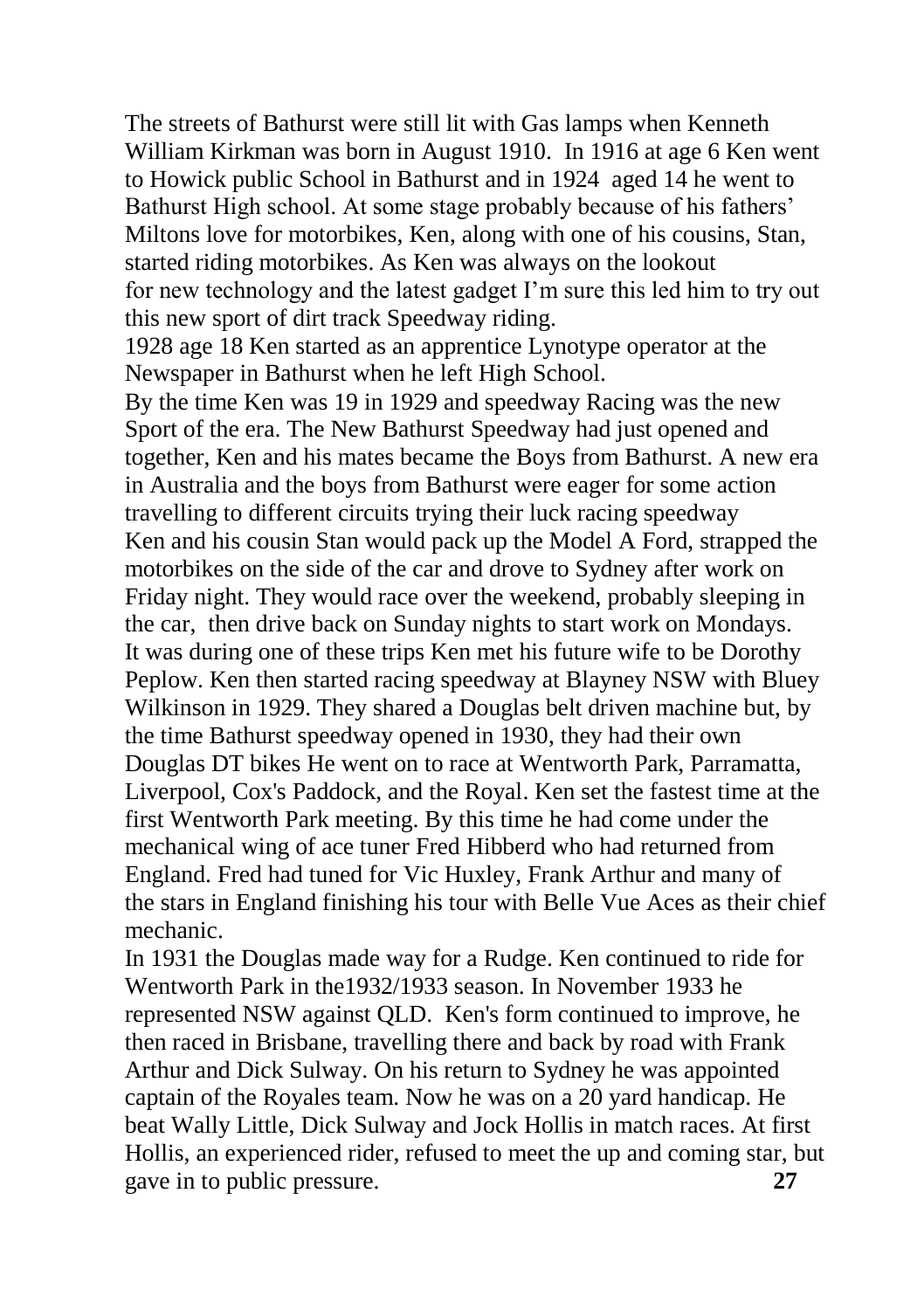The streets of Bathurst were still lit with Gas lamps when Kenneth William Kirkman was born in August 1910. In 1916 at age 6 Ken went to Howick public School in Bathurst and in 1924 aged 14 he went to Bathurst High school. At some stage probably because of his fathers' Miltons love for motorbikes, Ken, along with one of his cousins, Stan, started riding motorbikes. As Ken was always on the lookout for new technology and the latest gadget I'm sure this led him to try out this new sport of dirt track Speedway riding.

1928 age 18 Ken started as an apprentice Lynotype operator at the Newspaper in Bathurst when he left High School.

By the time Ken was 19 in 1929 and speedway Racing was the new Sport of the era. The New Bathurst Speedway had just opened and together, Ken and his mates became the Boys from Bathurst. A new era in Australia and the boys from Bathurst were eager for some action travelling to different circuits trying their luck racing speedway

Ken and his cousin Stan would pack up the Model A Ford, strapped the motorbikes on the side of the car and drove to Sydney after work on Friday night. They would race over the weekend, probably sleeping in the car, then drive back on Sunday nights to start work on Mondays.

It was during one of these trips Ken met his future wife to be Dorothy Peplow. Ken then started racing speedway at Blayney NSW with Bluey Wilkinson in 1929. They shared a Douglas belt driven machine but, by the time Bathurst speedway opened in 1930, they had their own Douglas DT bikes He went on to race at Wentworth Park, Parramatta, Liverpool, Cox's Paddock, and the Royal. Ken set the fastest time at the first Wentworth Park meeting. By this time he had come under the mechanical wing of ace tuner Fred Hibberd who had returned from England. Fred had tuned for Vic Huxley, Frank Arthur and many of the stars in England finishing his tour with Belle Vue Aces as their chief mechanic.

In 1931 the Douglas made way for a Rudge. Ken continued to ride for Wentworth Park in the1932/1933 season. In November 1933 he represented NSW against QLD. Ken's form continued to improve, he then raced in Brisbane, travelling there and back by road with Frank Arthur and Dick Sulway. On his return to Sydney he was appointed captain of the Royales team. Now he was on a 20 yard handicap. He beat Wally Little, Dick Sulway and Jock Hollis in match races. At first Hollis, an experienced rider, refused to meet the up and coming star, but gave in to public pressure.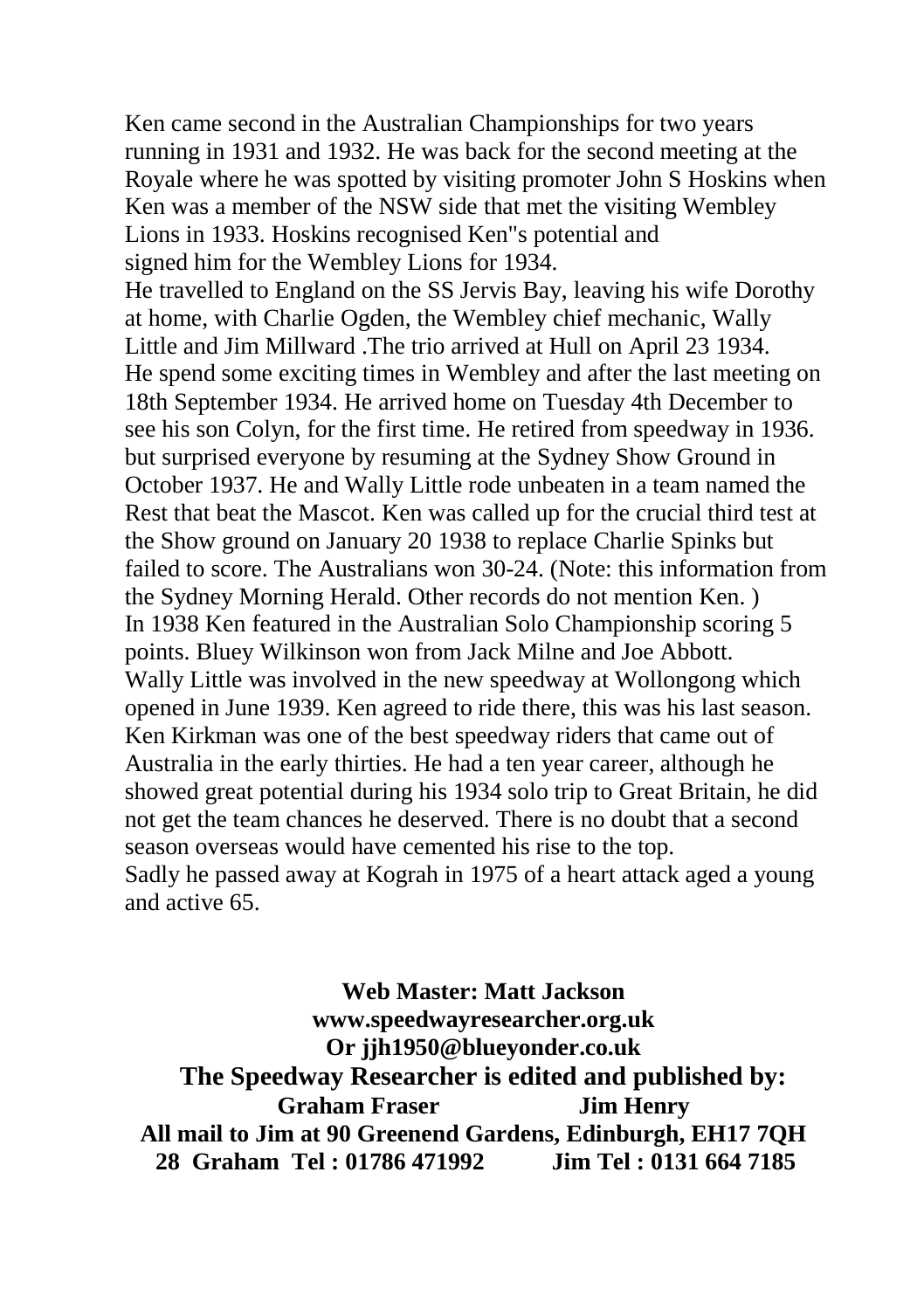Ken came second in the Australian Championships for two years running in 1931 and 1932. He was back for the second meeting at the Royale where he was spotted by visiting promoter John S Hoskins when Ken was a member of the NSW side that met the visiting Wembley Lions in 1933. Hoskins recognised Ken"s potential and signed him for the Wembley Lions for 1934.
He travelled to England on the SS Jervis Bay, leaving his wife Dorothy at home, with Charlie Ogden, the Wembley chief mechanic, Wally Little and Jim Millward .The trio arrived at Hull on April 23 1934.
He spend some exciting times in Wembley and after the last meeting on 18th September 1934. He arrived home on Tuesday 4th December to see his son Colyn, for the first time. He retired from speedway in 1936. but surprised everyone by resuming at the Sydney Show Ground in October 1937. He and Wally Little rode unbeaten in a team named the Rest that beat the Mascot. Ken was called up for the crucial third test at the Show ground on January 20 1938 to replace Charlie Spinks but failed to score. The Australians won 30-24. (Note: this information from the Sydney Morning Herald. Other records do not mention Ken. )
In 1938 Ken featured in the Australian Solo Championship scoring 5 points. Bluey Wilkinson won from Jack Milne and Joe Abbott.
Wally Little was involved in the new speedway at Wollongong which opened in June 1939. Ken agreed to ride there, this was his last season.
Ken Kirkman was one of the best speedway riders that came out of Australia in the early thirties. He had a ten year career, although he showed great potential during his 1934 solo trip to Great Britain, he did not get the team chances he deserved. There is no doubt that a second season overseas would have cemented his rise to the top.
Sadly he passed away at Kograh in 1975 of a heart attack aged a young and active 65.

**Web Master: Matt Jackson**
**www.speedwayresearcher.org.uk**
**Or jjh1950@blueyonder.co.uk**
**The Speedway Researcher is edited and published by:**
**Graham Fraser Jim Henry**
**All mail to Jim at 90 Greenend Gardens, Edinburgh, EH17 7QH**
**Graham Tel : 01786 471992 Jim Tel : 0131 664 7185**